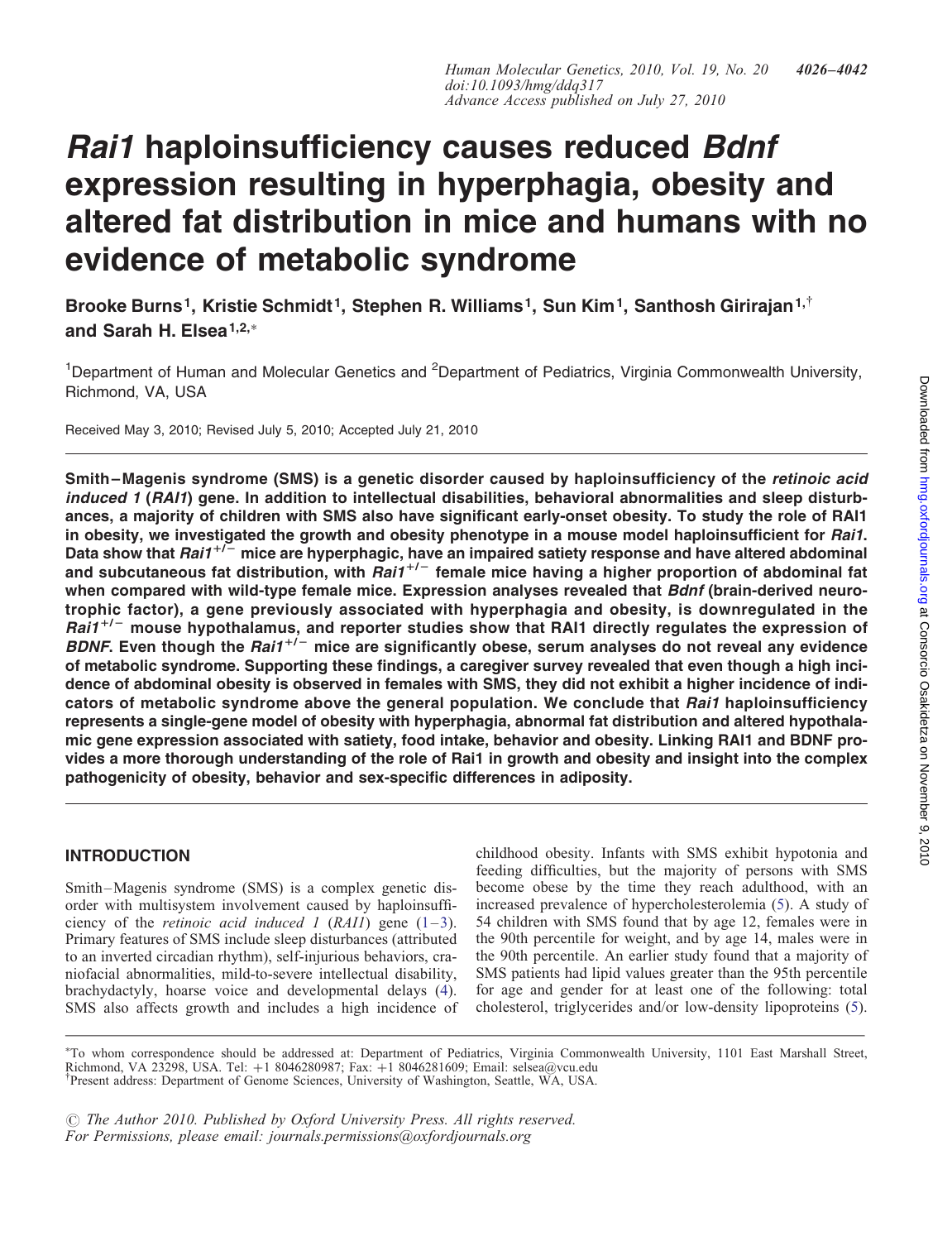# *Rai1* haploinsufficiency causes reduced *Bdnf* expression resulting in hyperphagia, obesity and altered fat distribution in mice and humans with no evidence of metabolic syndrome

**Brooke Burns[1], Kristie Schmidt[1], Stephen R. Williams[1], Sun Kim[1], Santhosh Girirajan[1,†] and Sarah H. Elsea[1,2,*]**

[1]Department of Human and Molecular Genetics and [2]Department of Pediatrics, Virginia Commonwealth University, Richmond, VA, USA

Received May 3, 2010; Revised July 5, 2010; Accepted July 21, 2010

**Smith–Magenis syndrome (SMS) is a genetic disorder caused by haploinsufficiency of the *retinoic acid induced 1* (*RAI1*) gene. In addition to intellectual disabilities, behavioral abnormalities and sleep disturbances, a majority of children with SMS also have significant early-onset obesity. To study the role of RAI1 in obesity, we investigated the growth and obesity phenotype in a mouse model haploinsufficient for *Rai1*. Data show that $Rai1^{+/-}$ mice are hyperphagic, have an impaired satiety response and have altered abdominal and subcutaneous fat distribution, with $Rai1^{+/-}$ female mice having a higher proportion of abdominal fat when compared with wild-type female mice. Expression analyses revealed that *Bdnf* (brain-derived neurotrophic factor), a gene previously associated with hyperphagia and obesity, is downregulated in the $Rai1^{+/-}$ mouse hypothalamus, and reporter studies show that RAI1 directly regulates the expression of *BDNF*. Even though the $Rai1^{+/-}$ mice are significantly obese, serum analyses do not reveal any evidence of metabolic syndrome. Supporting these findings, a caregiver survey revealed that even though a high incidence of abdominal obesity is observed in females with SMS, they did not exhibit a higher incidence of indicators of metabolic syndrome above the general population. We conclude that *Rai1* haploinsufficiency represents a single-gene model of obesity with hyperphagia, abnormal fat distribution and altered hypothalamic gene expression associated with satiety, food intake, behavior and obesity. Linking RAI1 and BDNF provides a more thorough understanding of the role of Rai1 in growth and obesity and insight into the complex pathogenicity of obesity, behavior and sex-specific differences in adiposity.**

## INTRODUCTION

Smith–Magenis syndrome (SMS) is a complex genetic disorder with multisystem involvement caused by haploinsufficiency of the *retinoic acid induced 1* (*RAI1*) gene (1–3). Primary features of SMS include sleep disturbances (attributed to an inverted circadian rhythm), self-injurious behaviors, craniofacial abnormalities, mild-to-severe intellectual disability, brachydactyly, hoarse voice and developmental delays (4). SMS also affects growth and includes a high incidence of childhood obesity. Infants with SMS exhibit hypotonia and feeding difficulties, but the majority of persons with SMS become obese by the time they reach adulthood, with an increased prevalence of hypercholesterolemia (5). A study of 54 children with SMS found that by age 12, females were in the 90th percentile for weight, and by age 14, males were in the 90th percentile. An earlier study found that a majority of SMS patients had lipid values greater than the 95th percentile for age and gender for at least one of the following: total cholesterol, triglycerides and/or low-density lipoproteins (5).

*To whom correspondence should be addressed at: Department of Pediatrics, Virginia Commonwealth University, 1101 East Marshall Street, Richmond, VA 23298, USA. Tel: +1 8046280987; Fax: +1 8046281609; Email: selsea@vcu.edu
†Present address: Department of Genome Sciences, University of Washington, Seattle, WA, USA.

© The Author 2010. Published by Oxford University Press. All rights reserved.
For Permissions, please email: journals.permissions@oxfordjournals.org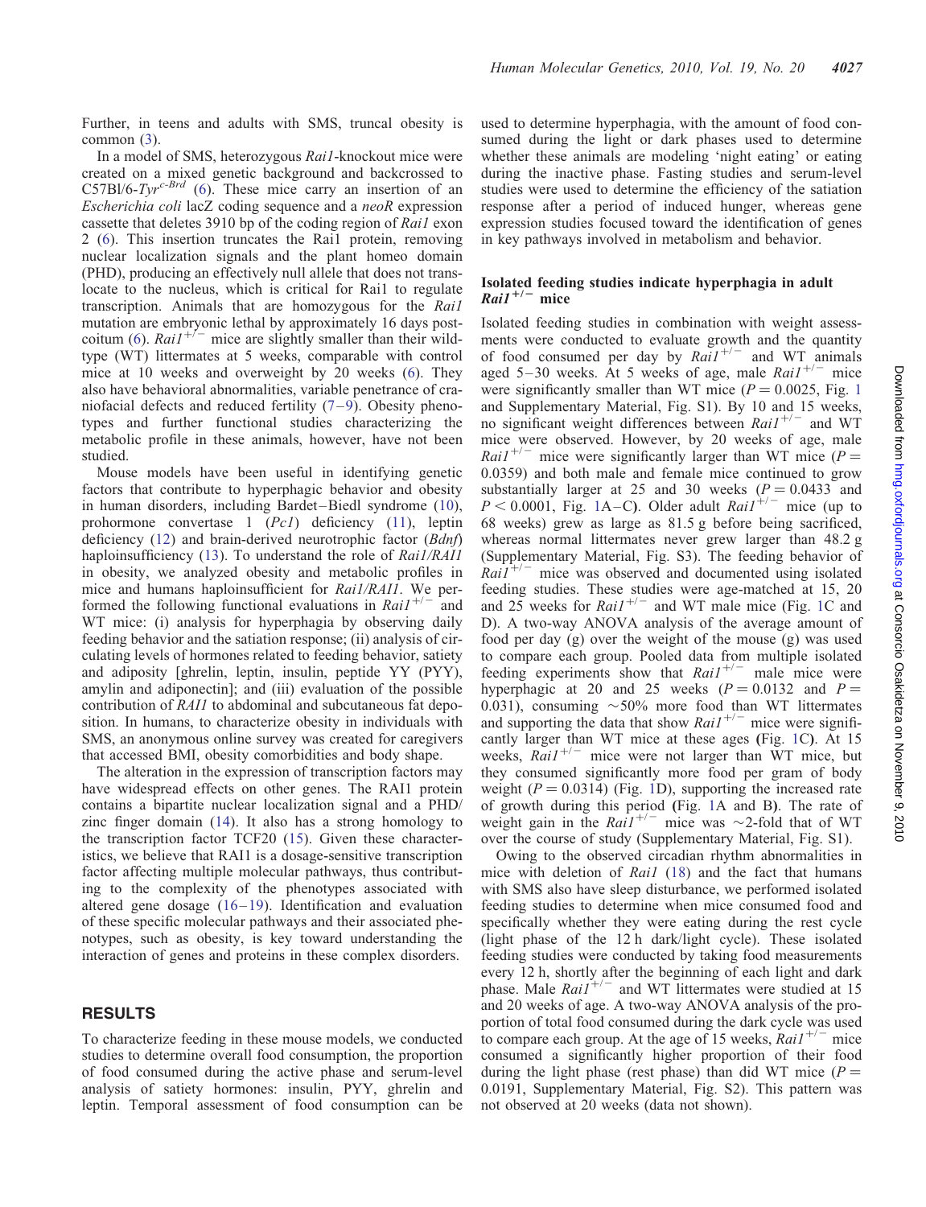Further, in teens and adults with SMS, truncal obesity is common (3).

In a model of SMS, heterozygous *Rai1*-knockout mice were created on a mixed genetic background and backcrossed to C57Bl/6-*Tyr*$^{c\text{-}Brd}$ (6). These mice carry an insertion of an *Escherichia coli* lacZ coding sequence and a *neoR* expression cassette that deletes 3910 bp of the coding region of *Rai1* exon 2 (6). This insertion truncates the Rai1 protein, removing nuclear localization signals and the plant homeo domain (PHD), producing an effectively null allele that does not translocate to the nucleus, which is critical for Rai1 to regulate transcription. Animals that are homozygous for the *Rai1* mutation are embryonic lethal by approximately 16 days postcoitum (6). *Rai1*$^{+/-}$ mice are slightly smaller than their wild-type (WT) littermates at 5 weeks, comparable with control mice at 10 weeks and overweight by 20 weeks (6). They also have behavioral abnormalities, variable penetrance of craniofacial defects and reduced fertility (7–9). Obesity phenotypes and further functional studies characterizing the metabolic profile in these animals, however, have not been studied.

Mouse models have been useful in identifying genetic factors that contribute to hyperphagic behavior and obesity in human disorders, including Bardet–Biedl syndrome (10), prohormone convertase 1 (*Pc1*) deficiency (11), leptin deficiency (12) and brain-derived neurotrophic factor (*Bdnf*) haploinsufficiency (13). To understand the role of *Rai1/RAI1* in obesity, we analyzed obesity and metabolic profiles in mice and humans haploinsufficient for *Rai1/RAI1*. We performed the following functional evaluations in *Rai1*$^{+/-}$ and WT mice: (i) analysis for hyperphagia by observing daily feeding behavior and the satiation response; (ii) analysis of circulating levels of hormones related to feeding behavior, satiety and adiposity [ghrelin, leptin, insulin, peptide YY (PYY), amylin and adiponectin]; and (iii) evaluation of the possible contribution of *RAI1* to abdominal and subcutaneous fat deposition. In humans, to characterize obesity in individuals with SMS, an anonymous online survey was created for caregivers that accessed BMI, obesity comorbidities and body shape.

The alteration in the expression of transcription factors may have widespread effects on other genes. The RAI1 protein contains a bipartite nuclear localization signal and a PHD/zinc finger domain (14). It also has a strong homology to the transcription factor TCF20 (15). Given these characteristics, we believe that RAI1 is a dosage-sensitive transcription factor affecting multiple molecular pathways, thus contributing to the complexity of the phenotypes associated with altered gene dosage (16–19). Identification and evaluation of these specific molecular pathways and their associated phenotypes, such as obesity, is key toward understanding the interaction of genes and proteins in these complex disorders.

## RESULTS

To characterize feeding in these mouse models, we conducted studies to determine overall food consumption, the proportion of food consumed during the active phase and serum-level analysis of satiety hormones: insulin, PYY, ghrelin and leptin. Temporal assessment of food consumption can be used to determine hyperphagia, with the amount of food consumed during the light or dark phases used to determine whether these animals are modeling 'night eating' or eating during the inactive phase. Fasting studies and serum-level studies were used to determine the efficiency of the satiation response after a period of induced hunger, whereas gene expression studies focused toward the identification of genes in key pathways involved in metabolism and behavior.

### Isolated feeding studies indicate hyperphagia in adult *Rai1*$^{+/-}$ mice

Isolated feeding studies in combination with weight assessments were conducted to evaluate growth and the quantity of food consumed per day by *Rai1*$^{+/-}$ and WT animals aged 5–30 weeks. At 5 weeks of age, male *Rai1*$^{+/-}$ mice were significantly smaller than WT mice ($P = 0.0025$, Fig. 1 and Supplementary Material, Fig. S1). By 10 and 15 weeks, no significant weight differences between *Rai1*$^{+/-}$ and WT mice were observed. However, by 20 weeks of age, male *Rai1*$^{+/-}$ mice were significantly larger than WT mice ($P = 0.0359$) and both male and female mice continued to grow substantially larger at 25 and 30 weeks ($P = 0.0433$ and $P < 0.0001$, Fig. 1A–C). Older adult *Rai1*$^{+/-}$ mice (up to 68 weeks) grew as large as 81.5 g before being sacrificed, whereas normal littermates never grew larger than 48.2 g (Supplementary Material, Fig. S3). The feeding behavior of *Rai1*$^{+/-}$ mice was observed and documented using isolated feeding studies. These studies were age-matched at 15, 20 and 25 weeks for *Rai1*$^{+/-}$ and WT male mice (Fig. 1C and D). A two-way ANOVA analysis of the average amount of food per day (g) over the weight of the mouse (g) was used to compare each group. Pooled data from multiple isolated feeding experiments show that *Rai1*$^{+/-}$ male mice were hyperphagic at 20 and 25 weeks ($P = 0.0132$ and $P = 0.031$), consuming ~50% more food than WT littermates and supporting the data that show *Rai1*$^{+/-}$ mice were significantly larger than WT mice at these ages (Fig. 1C). At 15 weeks, *Rai1*$^{+/-}$ mice were not larger than WT mice, but they consumed significantly more food per gram of body weight ($P = 0.0314$) (Fig. 1D), supporting the increased rate of growth during this period (Fig. 1A and B). The rate of weight gain in the *Rai1*$^{+/-}$ mice was ~2-fold that of WT over the course of study (Supplementary Material, Fig. S1).

Owing to the observed circadian rhythm abnormalities in mice with deletion of *Rai1* (18) and the fact that humans with SMS also have sleep disturbance, we performed isolated feeding studies to determine when mice consumed food and specifically whether they were eating during the rest cycle (light phase of the 12 h dark/light cycle). These isolated feeding studies were conducted by taking food measurements every 12 h, shortly after the beginning of each light and dark phase. Male *Rai1*$^{+/-}$ and WT littermates were studied at 15 and 20 weeks of age. A two-way ANOVA analysis of the proportion of total food consumed during the dark cycle was used to compare each group. At the age of 15 weeks, *Rai1*$^{+/-}$ mice consumed a significantly higher proportion of their food during the light phase (rest phase) than did WT mice ($P = 0.0191$, Supplementary Material, Fig. S2). This pattern was not observed at 20 weeks (data not shown).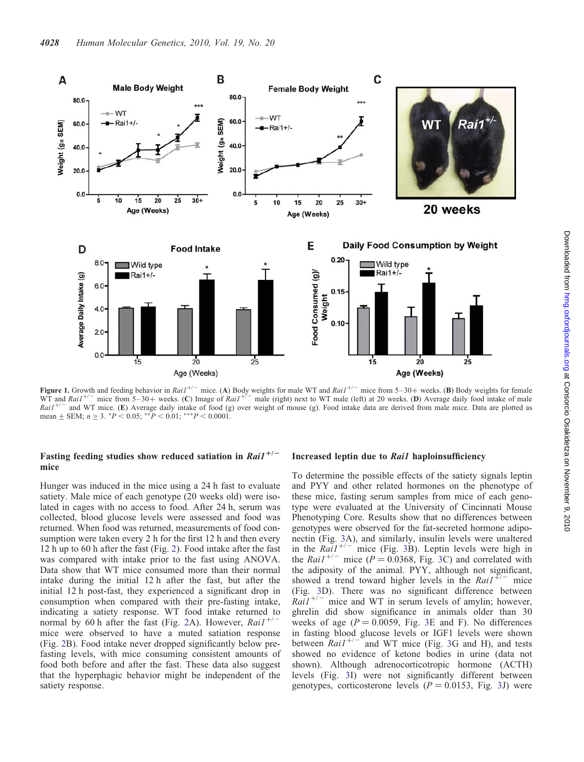A

Male Body Weight

80.0

60.0

40.0

20.0

0.0

Weight (g± SEM)

5 10 15 20 25 30+

Age (Weeks)

WT

Rai1+/-

B

Female Body Weight

80.0

60.0

40.0

20.0

0.0

Weight (g± SEM)

5 10 15 20 25 30+

Age (Weeks)

WT

Rai1+/-

C

WT $Rai1^{+/-}$

20 weeks

D

Food Intake

8.0

6.0

4.0

2.0

0.0

Average Daily Intake (g)

Wild type

Rai1+/-

15 20 25

Age (Weeks)

E

Daily Food Consumption by Weight

0.20

0.15

0.10

Food Consumed (g)/ Weight

Wild type

Rai1+/-

15 20 25

Age (Weeks)

**Figure 1.** Growth and feeding behavior in $Rai1^{+/-}$ mice. (**A**) Body weights for male WT and $Rai1^{+/-}$ mice from 5–30+ weeks. (**B**) Body weights for female WT and $Rai1^{+/-}$ mice from 5–30+ weeks. (**C**) Image of $Rai1^{+/-}$ male (right) next to WT male (left) at 20 weeks. (**D**) Average daily food intake of male $Rai1^{+/-}$ and WT mice. (**E**) Average daily intake of food (g) over weight of mouse (g). Food intake data are derived from male mice. Data are plotted as mean ± SEM; $n \geq 3$. $^{*}P < 0.05$; $^{**}P < 0.01$; $^{***}P < 0.0001$.

### Fasting feeding studies show reduced satiation in $Rai1^{+/-}$ mice

Hunger was induced in the mice using a 24 h fast to evaluate satiety. Male mice of each genotype (20 weeks old) were isolated in cages with no access to food. After 24 h, serum was collected, blood glucose levels were assessed and food was returned. When food was returned, measurements of food consumption were taken every 2 h for the first 12 h and then every 12 h up to 60 h after the fast (Fig. 2). Food intake after the fast was compared with intake prior to the fast using ANOVA. Data show that WT mice consumed more than their normal intake during the initial 12 h after the fast, but after the initial 12 h post-fast, they experienced a significant drop in consumption when compared with their pre-fasting intake, indicating a satiety response. WT food intake returned to normal by 60 h after the fast (Fig. 2A). However, $Rai1^{+/-}$ mice were observed to have a muted satiation response (Fig. 2B). Food intake never dropped significantly below pre-fasting levels, with mice consuming consistent amounts of food both before and after the fast. These data also suggest that the hyperphagic behavior might be independent of the satiety response.

### Increased leptin due to *Rai1* haploinsufficiency

To determine the possible effects of the satiety signals leptin and PYY and other related hormones on the phenotype of these mice, fasting serum samples from mice of each genotype were evaluated at the University of Cincinnati Mouse Phenotyping Core. Results show that no differences between genotypes were observed for the fat-secreted hormone adiponectin (Fig. 3A), and similarly, insulin levels were unaltered in the $Rai1^{+/-}$ mice (Fig. 3B). Leptin levels were high in the $Rai1^{+/-}$ mice ($P = 0.0368$, Fig. 3C) and correlated with the adiposity of the animal. PYY, although not significant, showed a trend toward higher levels in the $Rai1^{+/-}$ mice (Fig. 3D). There was no significant difference between $Rai1^{+/-}$ mice and WT in serum levels of amylin; however, ghrelin did show significance in animals older than 30 weeks of age ($P = 0.0059$, Fig. 3E and F). No differences in fasting blood glucose levels or IGF1 levels were shown between $Rai1^{+/-}$ and WT mice (Fig. 3G and H), and tests showed no evidence of ketone bodies in urine (data not shown). Although adrenocorticotropic hormone (ACTH) levels (Fig. 3I) were not significantly different between genotypes, corticosterone levels ($P = 0.0153$, Fig. 3J) were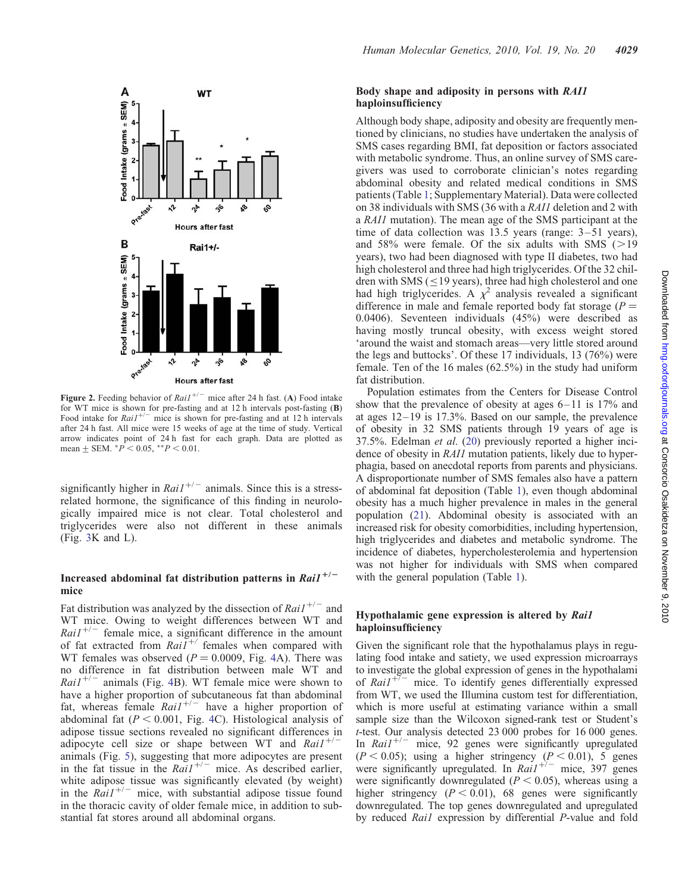A

WT

Food Intake (grams ± SEM)

5
4
3
2
1
0

**
*
*

Pre-fast
12
24
36
48
60

Hours after fast

B

Rai1+/-

Food Intake (grams ± SEM)

5
4
3
2
1
0

Pre-fast
12
24
36
48
60

Hours after fast

**Figure 2.** Feeding behavior of $Rai1^{+/-}$ mice after 24 h fast. (**A**) Food intake for WT mice is shown for pre-fasting and at 12 h intervals post-fasting (**B**) Food intake for $Rai1^{+/-}$ mice is shown for pre-fasting and at 12 h intervals after 24 h fast. All mice were 15 weeks of age at the time of study. Vertical arrow indicates point of 24 h fast for each graph. Data are plotted as mean ± SEM. $^{*}P < 0.05$, $^{**}P < 0.01$.

significantly higher in $Rai1^{+/-}$ animals. Since this is a stress-related hormone, the significance of this finding in neurologically impaired mice is not clear. Total cholesterol and triglycerides were also not different in these animals (Fig. 3K and L).

## Increased abdominal fat distribution patterns in $Rai1^{+/-}$ mice

Fat distribution was analyzed by the dissection of $Rai1^{+/-}$ and WT mice. Owing to weight differences between WT and $Rai1^{+/-}$ female mice, a significant difference in the amount of fat extracted from $Rai1^{+/}$ females when compared with WT females was observed ($P = 0.0009$, Fig. 4A). There was no difference in fat distribution between male WT and $Rai1^{+/-}$ animals (Fig. 4B). WT female mice were shown to have a higher proportion of subcutaneous fat than abdominal fat, whereas female $Rai1^{+/-}$ have a higher proportion of abdominal fat ($P < 0.001$, Fig. 4C). Histological analysis of adipose tissue sections revealed no significant differences in adipocyte cell size or shape between WT and $Rai1^{+/-}$ animals (Fig. 5), suggesting that more adipocytes are present in the fat tissue in the $Rai1^{+/-}$ mice. As described earlier, white adipose tissue was significantly elevated (by weight) in the $Rai1^{+/-}$ mice, with substantial adipose tissue found in the thoracic cavity of older female mice, in addition to substantial fat stores around all abdominal organs.

## Body shape and adiposity in persons with *RAI1* haploinsufficiency

Although body shape, adiposity and obesity are frequently mentioned by clinicians, no studies have undertaken the analysis of SMS cases regarding BMI, fat deposition or factors associated with metabolic syndrome. Thus, an online survey of SMS caregivers was used to corroborate clinician's notes regarding abdominal obesity and related medical conditions in SMS patients (Table 1; Supplementary Material). Data were collected on 38 individuals with SMS (36 with a *RAI1* deletion and 2 with a *RAI1* mutation). The mean age of the SMS participant at the time of data collection was 13.5 years (range: 3–51 years), and 58% were female. Of the six adults with SMS (>19 years), two had been diagnosed with type II diabetes, two had high cholesterol and three had high triglycerides. Of the 32 children with SMS (≤19 years), three had high cholesterol and one had high triglycerides. A $\chi^2$ analysis revealed a significant difference in male and female reported body fat storage ($P = 0.0406$). Seventeen individuals (45%) were described as having mostly truncal obesity, with excess weight stored 'around the waist and stomach areas—very little stored around the legs and buttocks'. Of these 17 individuals, 13 (76%) were female. Ten of the 16 males (62.5%) in the study had uniform fat distribution.

Population estimates from the Centers for Disease Control show that the prevalence of obesity at ages 6–11 is 17% and at ages 12–19 is 17.3%. Based on our sample, the prevalence of obesity in 32 SMS patients through 19 years of age is 37.5%. Edelman *et al*. (20) previously reported a higher incidence of obesity in *RAI1* mutation patients, likely due to hyperphagia, based on anecdotal reports from parents and physicians. A disproportionate number of SMS females also have a pattern of abdominal fat deposition (Table 1), even though abdominal obesity has a much higher prevalence in males in the general population (21). Abdominal obesity is associated with an increased risk for obesity comorbidities, including hypertension, high triglycerides and diabetes and metabolic syndrome. The incidence of diabetes, hypercholesterolemia and hypertension was not higher for individuals with SMS when compared with the general population (Table 1).

## Hypothalamic gene expression is altered by *Rai1* haploinsufficiency

Given the significant role that the hypothalamus plays in regulating food intake and satiety, we used expression microarrays to investigate the global expression of genes in the hypothalami of $Rai1^{+/-}$ mice. To identify genes differentially expressed from WT, we used the Illumina custom test for differentiation, which is more useful at estimating variance within a small sample size than the Wilcoxon signed-rank test or Student's *t*-test. Our analysis detected 23 000 probes for 16 000 genes. In $Rai1^{+/-}$ mice, 92 genes were significantly upregulated ($P < 0.05$); using a higher stringency ($P < 0.01$), 5 genes were significantly upregulated. In $Rai1^{+/-}$ mice, 397 genes were significantly downregulated ($P < 0.05$), whereas using a higher stringency ($P < 0.01$), 68 genes were significantly downregulated. The top genes downregulated and upregulated by reduced *Rai1* expression by differential *P*-value and fold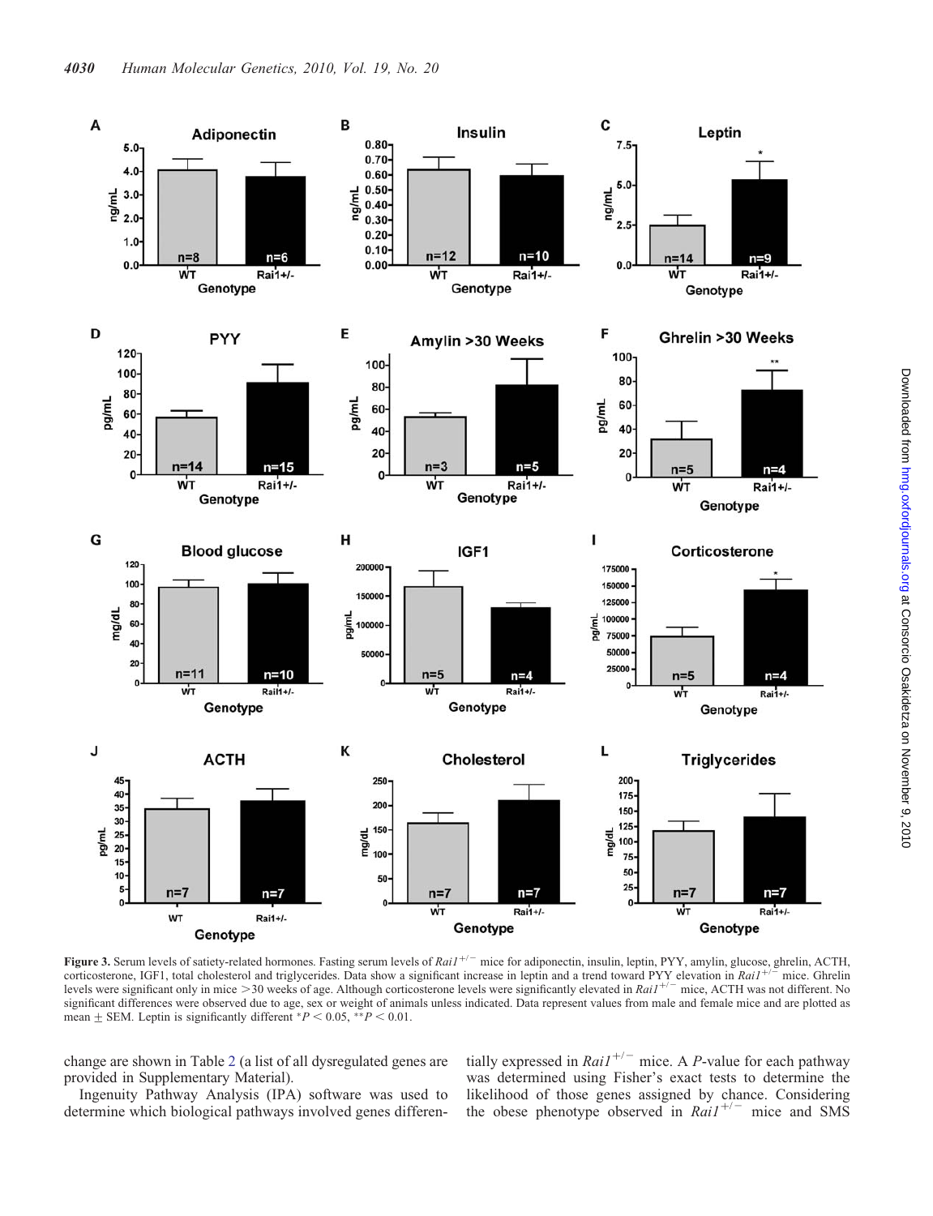A

Adiponectin

ng/mL

5.0
4.0
3.0
2.0
1.0
0.0

n=8
n=6

WT
Rai1+/-

Genotype

B

Insulin

ng/mL

0.80
0.70
0.60
0.50
0.40
0.30
0.20
0.10
0.00

n=12
n=10

WT
Rai1+/-

Genotype

C

Leptin

ng/mL

7.5
5.0
2.5
0.0

*

n=14
n=9

WT
Rai1+/-

Genotype

D

PYY

pg/mL

120
100
80
60
40
20
0

n=14
n=15

WT
Rai1+/-

Genotype

E

Amylin >30 Weeks

pg/mL

100
80
60
40
20
0

n=3
n=5

WT
Rai1+/-

Genotype

F

Ghrelin >30 Weeks

pg/mL

100
80
60
40
20
0

**

n=5
n=4

WT
Rai1+/-

Genotype

G

Blood glucose

mg/dL

120
100
80
60
40
20
0

n=11
n=10

WT
Rai1+/-

Genotype

H

IGF1

pg/mL

200000
150000
100000
50000
0

n=5
n=4

WT
Rai1+/-

Genotype

I

Corticosterone

pg/mL

175000
150000
125000
100000
75000
50000
25000
0

*

n=5
n=4

WT
Rai1+/-

Genotype

J

ACTH

pg/mL

45
40
35
30
25
20
15
10
5
0

n=7
n=7

WT
Rai1+/-

Genotype

K

Cholesterol

mg/dL

250
200
150
100
50
0

n=7
n=7

WT
Rai1+/-

Genotype

L

Triglycerides

mg/dL

200
175
150
125
100
75
50
25
0

n=7
n=7

WT
Rai1+/-

Genotype

**Figure 3.** Serum levels of satiety-related hormones. Fasting serum levels of *Rai1*$^{+/-}$ mice for adiponectin, insulin, leptin, PYY, amylin, glucose, ghrelin, ACTH, corticosterone, IGF1, total cholesterol and triglycerides. Data show a significant increase in leptin and a trend toward PYY elevation in *Rai1*$^{+/-}$ mice. Ghrelin levels were significant only in mice >30 weeks of age. Although corticosterone levels were significantly elevated in *Rai1*$^{+/-}$ mice, ACTH was not different. No significant differences were observed due to age, sex or weight of animals unless indicated. Data represent values from male and female mice and are plotted as mean ± SEM. Leptin is significantly different $^{*}P < 0.05$, $^{**}P < 0.01$.

change are shown in Table 2 (a list of all dysregulated genes are provided in Supplementary Material).

Ingenuity Pathway Analysis (IPA) software was used to determine which biological pathways involved genes differentially expressed in *Rai1*$^{+/-}$ mice. A *P*-value for each pathway was determined using Fisher's exact tests to determine the likelihood of those genes assigned by chance. Considering the obese phenotype observed in *Rai1*$^{+/-}$ mice and SMS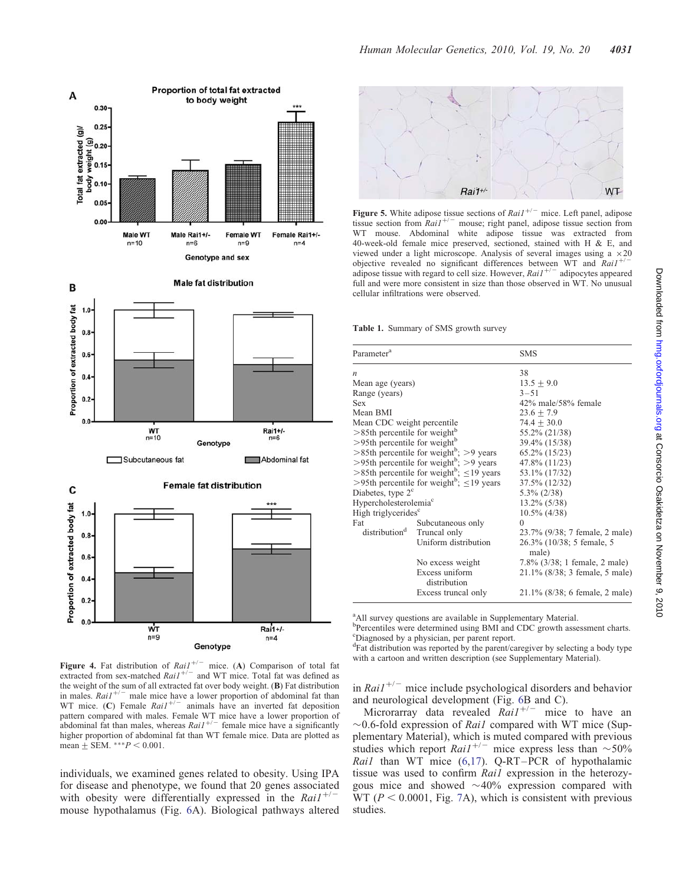Proportion of total fat extracted to body weight

Total fat extracted (g)/ body weight (g)

0.30
0.25
0.20
0.15
0.10
0.05
0.00

***

Male WT n=10
Male Rai1+/- n=6
Female WT n=9
Female Rai1+/- n=4

Genotype and sex

Male fat distribution

Proportion of extracted body fat

1.0
0.8
0.6
0.4
0.2
0.0

WT n=10
Rai1+/- n=6

Genotype

Subcutaneous fat
Abdominal fat

Female fat distribution

Proportion of extracted body fat

1.0
0.8
0.6
0.4
0.2
0.0

***

WT n=9
Rai1+/- n=4

Genotype

**Figure 4.** Fat distribution of *Rai1*$^{+/-}$ mice. (**A**) Comparison of total fat extracted from sex-matched *Rai1*$^{+/-}$ and WT mice. Total fat was defined as the weight of the sum of all extracted fat over body weight. (**B**) Fat distribution in males. *Rai1*$^{+/-}$ male mice have a lower proportion of abdominal fat than WT mice. (**C**) Female *Rai1*$^{+/-}$ animals have an inverted fat deposition pattern compared with males. Female WT mice have a lower proportion of abdominal fat than males, whereas *Rai1*$^{+/-}$ female mice have a significantly higher proportion of abdominal fat than WT female mice. Data are plotted as mean ± SEM. ***$P < 0.001$.

individuals, we examined genes related to obesity. Using IPA for disease and phenotype, we found that 20 genes associated with obesity were differentially expressed in the *Rai1*$^{+/-}$ mouse hypothalamus (Fig. 6A). Biological pathways altered in *Rai1*$^{+/-}$ mice include psychological disorders and behavior and neurological development (Fig. 6B and C).

Microarray data revealed *Rai1*$^{+/-}$ mice to have an ~0.6-fold expression of *Rai1* compared with WT mice (Supplementary Material), which is muted compared with previous studies which report *Rai1*$^{+/-}$ mice express less than ~50% *Rai1* than WT mice (6,17). Q-RT–PCR of hypothalamic tissue was used to confirm *Rai1* expression in the heterozygous mice and showed ~40% expression compared with WT ($P < 0.0001$, Fig. 7A), which is consistent with previous studies.

Rai1+/-
WT

**Figure 5.** White adipose tissue sections of *Rai1*$^{+/-}$ mice. Left panel, adipose tissue section from *Rai1*$^{+/-}$ mouse; right panel, adipose tissue section from WT mouse. Abdominal white adipose tissue was extracted from 40-week-old female mice preserved, sectioned, stained with H & E, and viewed under a light microscope. Analysis of several images using a ×20 objective revealed no significant differences between WT and *Rai1*$^{+/-}$ adipose tissue with regard to cell size. However, *Rai1*$^{+/-}$ adipocytes appeared full and were more consistent in size than those observed in WT. No unusual cellular infiltrations were observed.

**Table 1.** Summary of SMS growth survey

| Parameter[a] | | SMS |
|---|---|---|
| *n* | | 38 |
| Mean age (years) | | 13.5 ± 9.0 |
| Range (years) | | 3–51 |
| Sex | | 42% male/58% female |
| Mean BMI | | 23.6 ± 7.9 |
| Mean CDC weight percentile | | 74.4 ± 30.0 |
| >85th percentile for weight[b] | | 55.2% (21/38) |
| >95th percentile for weight[b] | | 39.4% (15/38) |
| >85th percentile for weight[b]; >9 years | | 65.2% (15/23) |
| >95th percentile for weight[b]; >9 years | | 47.8% (11/23) |
| >85th percentile for weight[b]; ≤19 years | | 53.1% (17/32) |
| >95th percentile for weight[b]; ≤19 years | | 37.5% (12/32) |
| Diabetes, type 2[c] | | 5.3% (2/38) |
| Hypercholesterolemia[c] | | 13.2% (5/38) |
| High triglycerides[c] | | 10.5% (4/38) |
| Fat distribution[d] | Subcutaneous only | 0 |
| | Truncal only | 23.7% (9/38; 7 female, 2 male) |
| | Uniform distribution | 26.3% (10/38; 5 female, 5 male) |
| | No excess weight | 7.8% (3/38; 1 female, 2 male) |
| | Excess uniform distribution | 21.1% (8/38; 3 female, 5 male) |
| | Excess truncal only | 21.1% (8/38; 6 female, 2 male) |

[a]All survey questions are available in Supplementary Material.
[b]Percentiles were determined using BMI and CDC growth assessment charts.
[c]Diagnosed by a physician, per parent report.
[d]Fat distribution was reported by the parent/caregiver by selecting a body type with a cartoon and written description (see Supplementary Material).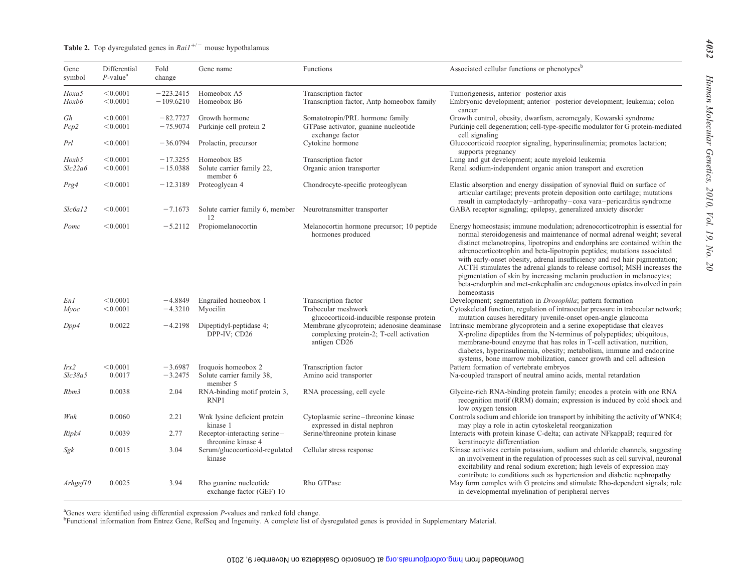**Table 2.** Top dysregulated genes in *Rai1*$^{+/-}$ mouse hypothalamus

| Gene symbol | Differential *P*-value[a] | Fold change | Gene name | Functions | Associated cellular functions or phenotypes[b] |
|---|---|---|---|---|---|
| *Hoxa5* | <0.0001 | −223.2415 | Homeobox A5 | Transcription factor | Tumorigenesis, anterior–posterior axis |
| *Hoxb6* | <0.0001 | −109.6210 | Homeobox B6 | Transcription factor, Antp homeobox family | Embryonic development; anterior–posterior development; leukemia; colon cancer |
| *Gh* | <0.0001 | −82.7727 | Growth hormone | Somatotropin/PRL hormone family | Growth control, obesity, dwarfism, acromegaly, Kowarski syndrome |
| *Pcp2* | <0.0001 | −75.9074 | Purkinje cell protein 2 | GTPase activator, guanine nucleotide exchange factor | Purkinje cell degeneration; cell-type-specific modulator for G protein-mediated cell signaling |
| *Prl* | <0.0001 | −36.0794 | Prolactin, precursor | Cytokine hormone | Glucocorticoid receptor signaling, hyperinsulinemia; promotes lactation; supports pregnancy |
| *Hoxb5* | <0.0001 | −17.3255 | Homeobox B5 | Transcription factor | Lung and gut development; acute myeloid leukemia |
| *Slc22a6* | <0.0001 | −15.0388 | Solute carrier family 22, member 6 | Organic anion transporter | Renal sodium-independent organic anion transport and excretion |
| *Prg4* | <0.0001 | −12.3189 | Proteoglycan 4 | Chondrocyte-specific proteoglycan | Elastic absorption and energy dissipation of synovial fluid on surface of articular cartilage; prevents protein deposition onto cartilage; mutations result in camptodactyly–arthropathy–coxa vara–pericarditis syndrome |
| *Slc6a12* | <0.0001 | −7.1673 | Solute carrier family 6, member 12 | Neurotransmitter transporter | GABA receptor signaling; epilepsy, generalized anxiety disorder |
| *Pomc* | <0.0001 | −5.2112 | Propiomelanocortin | Melanocortin hormone precursor; 10 peptide hormones produced | Energy homeostasis; immune modulation; adrenocorticotrophin is essential for normal steroidogenesis and maintenance of normal adrenal weight; several distinct melanotropins, lipotropins and endorphins are contained within the adrenocorticotrophin and beta-lipotropin peptides; mutations associated with early-onset obesity, adrenal insufficiency and red hair pigmentation; ACTH stimulates the adrenal glands to release cortisol; MSH increases the pigmentation of skin by increasing melanin production in melanocytes; beta-endorphin and met-enkephalin are endogenous opiates involved in pain homeostasis |
| *En1* | <0.0001 | −4.8849 | Engrailed homeobox 1 | Transcription factor | Development; segmentation in *Drosophila*; pattern formation |
| *Myoc* | <0.0001 | −4.3210 | Myocilin | Trabecular meshwork glucocorticoid-inducible response protein | Cytoskeletal function, regulation of intraocular pressure in trabecular network; mutation causes hereditary juvenile-onset open-angle glaucoma |
| *Dpp4* | 0.0022 | −4.2198 | Dipeptidyl-peptidase 4; DPP-IV; CD26 | Membrane glycoprotein; adenosine deaminase complexing protein-2; T-cell activation antigen CD26 | Intrinsic membrane glycoprotein and a serine exopeptidase that cleaves X-proline dipeptides from the N-terminus of polypeptides; ubiquitous, membrane-bound enzyme that has roles in T-cell activation, nutrition, diabetes, hyperinsulinemia, obesity; metabolism, immune and endocrine systems, bone marrow mobilization, cancer growth and cell adhesion |
| *Irx2* | <0.0001 | −3.6987 | Iroquois homeobox 2 | Transcription factor | Pattern formation of vertebrate embryos |
| *Slc38a5* | 0.0017 | −3.2475 | Solute carrier family 38, member 5 | Amino acid transporter | Na-coupled transport of neutral amino acids, mental retardation |
| *Rbm3* | 0.0038 | 2.04 | RNA-binding motif protein 3, RNP1 | RNA processing, cell cycle | Glycine-rich RNA-binding protein family; encodes a protein with one RNA recognition motif (RRM) domain; expression is induced by cold shock and low oxygen tension |
| *Wnk* | 0.0060 | 2.21 | Wnk lysine deficient protein kinase 1 | Cytoplasmic serine–threonine kinase expressed in distal nephron | Controls sodium and chloride ion transport by inhibiting the activity of WNK4; may play a role in actin cytoskeletal reorganization |
| *Ripk4* | 0.0039 | 2.77 | Receptor-interacting serine–threonine kinase 4 | Serine/threonine protein kinase | Interacts with protein kinase C-delta; can activate NFkappaB; required for keratinocyte differentiation |
| *Sgk* | 0.0015 | 3.04 | Serum/glucocorticoid-regulated kinase | Cellular stress response | Kinase activates certain potassium, sodium and chloride channels, suggesting an involvement in the regulation of processes such as cell survival, neuronal excitability and renal sodium excretion; high levels of expression may contribute to conditions such as hypertension and diabetic nephropathy |
| *Arhgef10* | 0.0025 | 3.94 | Rho guanine nucleotide exchange factor (GEF) 10 | Rho GTPase | May form complex with G proteins and stimulate Rho-dependent signals; role in developmental myelination of peripheral nerves |

[a]Genes were identified using differential expression *P*-values and ranked fold change.
[b]Functional information from Entrez Gene, RefSeq and Ingenuity. A complete list of dysregulated genes is provided in Supplementary Material.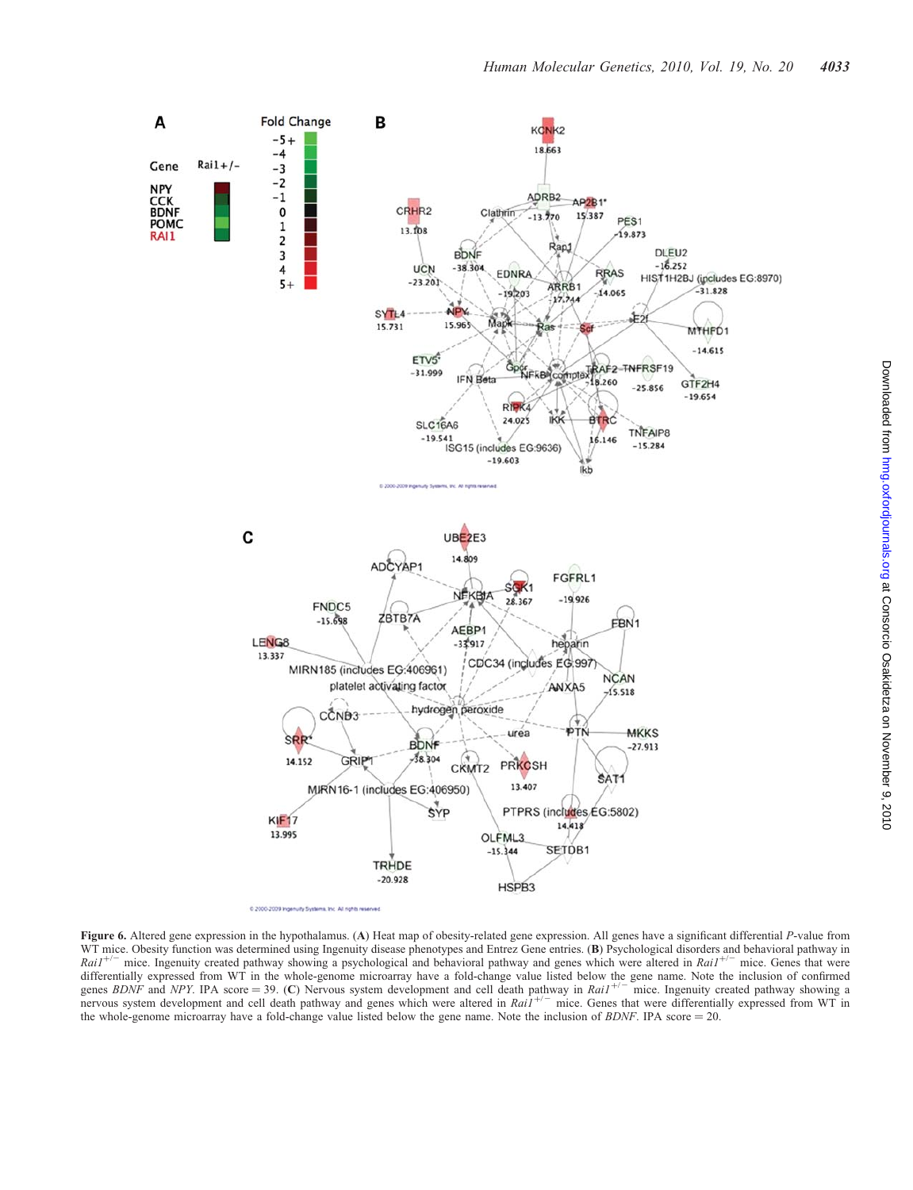A

Fold Change

Gene Rai1+/-

NPY
CCK
BDNF
POMC
RAI1

-5+
-4
-3
-2
-1
0
1
2
3
4
5+

B

KCNK2
18.663
ADRB2
-13.770
AP2B1*
15.387
CRHR2
13.108
Clathrin
PES1
-19.873
Rap1
DLEU2
-16.252
BDNF
-38.304
UCN
-23.201
EDNRA
-19.203
ARRB1
-17.744
RRAS
-14.065
HIST1H2BJ (includes EG:8970)
-31.828
SYTL4
15.731
NPY
15.965
Mapk
Ras
Scf
E2f
MTHFD1
-14.615
ETV5*
-31.999
IFN Beta
Gpcr
NFkB (complex)
TRAF2
-18.260
TNFRSF19
-25.856
GTF2H4
-19.654
RIPK4
24.025
IKK
BTRC
16.146
TNFAIP8
-15.284
SLC16A6
-19.541
ISG15 (includes EG:9636)
-19.603
Ikb

© 2000-2009 Ingenuity Systems, Inc. All rights reserved.

C

UBE2E3
14.809
ADCYAP1
NFKBIA
SGK1
28.367
FGFRL1
-19.926
FNDC5
-15.698
ZBTB7A
AEBP1
-33.917
FBN1
heparin
LENG8
13.337
MIRN185 (includes EG:406961)
CDC34 (includes EG:997)
NCAN
-15.518
platelet activating factor
ANXA5
hydrogen peroxide
CCND3
urea
PTN
MKKS
-27.913
SRR*
14.152
GRIP1
BDNF
-38.304
CKMT2
PRKCSH
13.407
SAT1
MIRN16-1 (includes EG:406950)
SYP
PTPRS (includes EG:5802)
14.418
KIF17
13.995
OLFML3
-15.344
SETDB1
TRHDE
-20.928
HSPB3

© 2000-2009 Ingenuity Systems, Inc. All rights reserved.

**Figure 6.** Altered gene expression in the hypothalamus. (**A**) Heat map of obesity-related gene expression. All genes have a significant differential *P*-value from WT mice. Obesity function was determined using Ingenuity disease phenotypes and Entrez Gene entries. (**B**) Psychological disorders and behavioral pathway in *Rai1*$^{+/-}$ mice. Ingenuity created pathway showing a psychological and behavioral pathway and genes which were altered in *Rai1*$^{+/-}$ mice. Genes that were differentially expressed from WT in the whole-genome microarray have a fold-change value listed below the gene name. Note the inclusion of confirmed genes *BDNF* and *NPY*. IPA score = 39. (**C**) Nervous system development and cell death pathway in *Rai1*$^{+/-}$ mice. Ingenuity created pathway showing a nervous system development and cell death pathway and genes which were altered in *Rai1*$^{+/-}$ mice. Genes that were differentially expressed from WT in the whole-genome microarray have a fold-change value listed below the gene name. Note the inclusion of *BDNF*. IPA score = 20.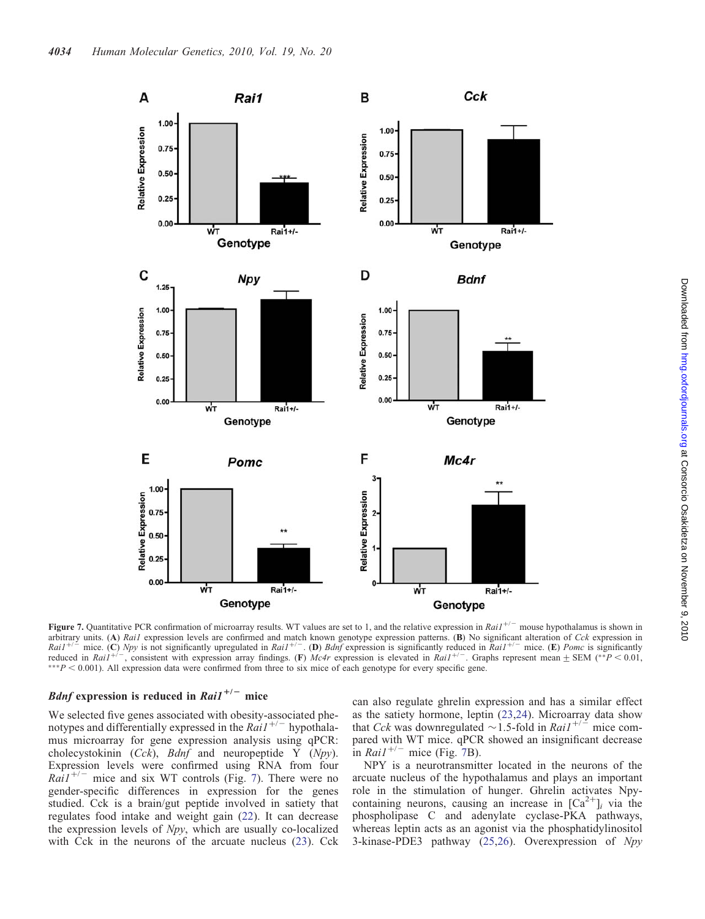A

Rai1

Relative Expression

1.00

0.75

0.50

0.25

0.00

***

WT

Rai1+/-

Genotype

B

Cck

Relative Expression

1.00

0.75

0.50

0.25

0.00

WT

Rai1+/-

Genotype

C

Npy

Relative Expression

1.25

1.00

0.75

0.50

0.25

0.00

WT

Rai1+/-

Genotype

D

Bdnf

Relative Expression

1.00

0.75

0.50

0.25

0.00

**

WT

Rai1+/-

Genotype

E

Pomc

Relative Expression

1.00

0.75

0.50

0.25

0.00

**

WT

Rai1+/-

Genotype

F

Mc4r

Relative Expression

3

2

1

0

**

WT

Rai1+/-

Genotype

**Figure 7.** Quantitative PCR confirmation of microarray results. WT values are set to 1, and the relative expression in *Rai1*$^{+/-}$ mouse hypothalamus is shown in arbitrary units. (**A**) *Rai1* expression levels are confirmed and match known genotype expression patterns. (**B**) No significant alteration of *Cck* expression in *Rai1*$^{+/-}$ mice. (**C**) *Npy* is not significantly upregulated in *Rai1*$^{+/-}$. (**D**) *Bdnf* expression is significantly reduced in *Rai1*$^{+/-}$ mice. (**E**) *Pomc* is significantly reduced in *Rai1*$^{+/-}$, consistent with expression array findings. (**F**) *Mc4r* expression is elevated in *Rai1*$^{+/-}$. Graphs represent mean ± SEM (**$P < 0.01$, ***$P < 0.001$). All expression data were confirmed from three to six mice of each genotype for every specific gene.

### *Bdnf* expression is reduced in *Rai1*$^{+/-}$ mice

We selected five genes associated with obesity-associated phenotypes and differentially expressed in the *Rai1*$^{+/-}$ hypothalamus microarray for gene expression analysis using qPCR: cholecystokinin (*Cck*), *Bdnf* and neuropeptide Y (*Npy*). Expression levels were confirmed using RNA from four *Rai1*$^{+/-}$ mice and six WT controls (Fig. 7). There were no gender-specific differences in expression for the genes studied. Cck is a brain/gut peptide involved in satiety that regulates food intake and weight gain (22). It can decrease the expression levels of *Npy*, which are usually co-localized with Cck in the neurons of the arcuate nucleus (23). Cck can also regulate ghrelin expression and has a similar effect as the satiety hormone, leptin (23,24). Microarray data show that *Cck* was downregulated ~1.5-fold in *Rai1*$^{+/-}$ mice compared with WT mice. qPCR showed an insignificant decrease in *Rai1*$^{+/-}$ mice (Fig. 7B).

NPY is a neurotransmitter located in the neurons of the arcuate nucleus of the hypothalamus and plays an important role in the stimulation of hunger. Ghrelin activates Npy-containing neurons, causing an increase in $[Ca^{2+}]_i$ via the phospholipase C and adenylate cyclase-PKA pathways, whereas leptin acts as an agonist via the phosphatidylinositol 3-kinase-PDE3 pathway (25,26). Overexpression of *Npy*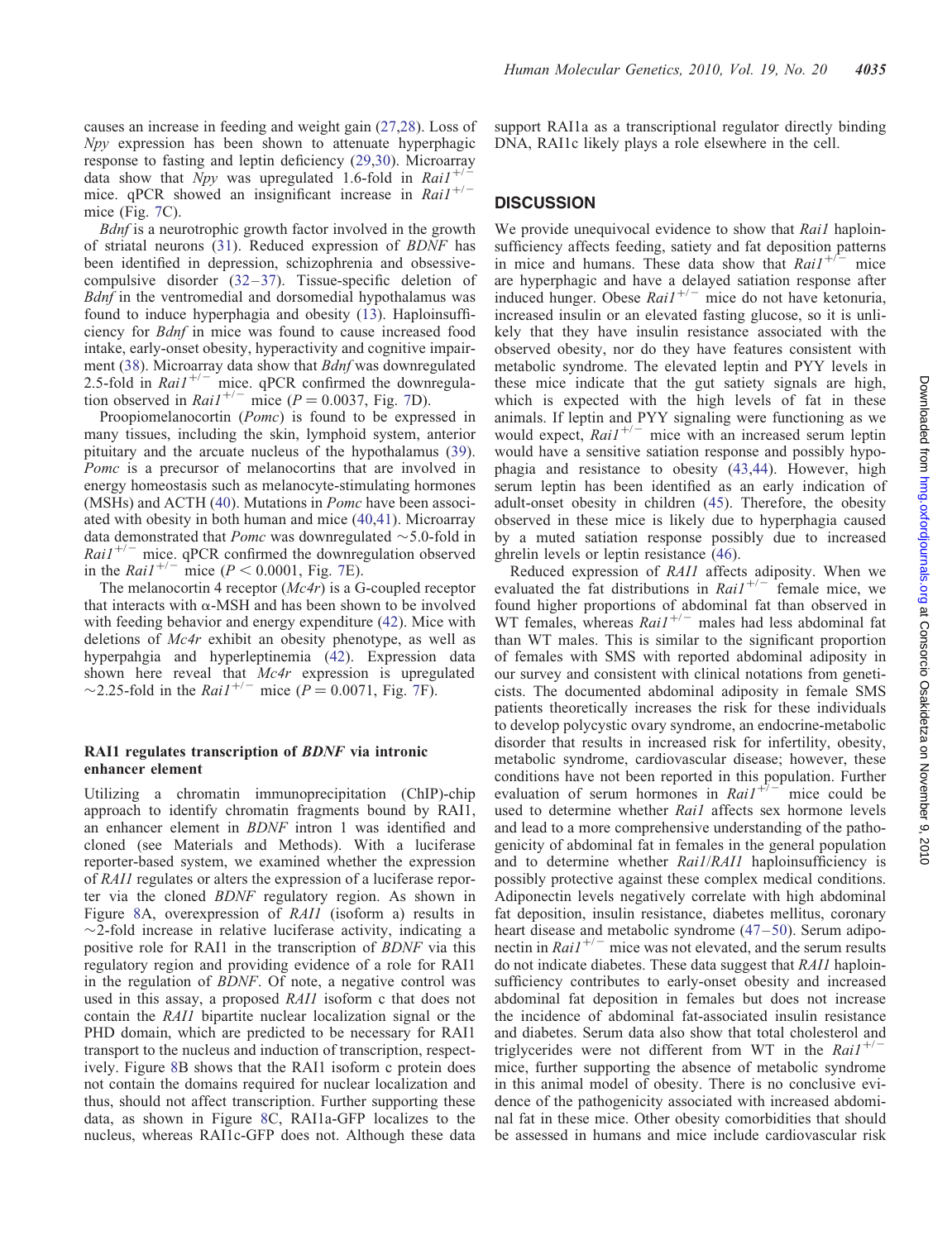causes an increase in feeding and weight gain (27,28). Loss of *Npy* expression has been shown to attenuate hyperphagic response to fasting and leptin deficiency (29,30). Microarray data show that *Npy* was upregulated 1.6-fold in $Rai1^{+/-}$ mice. qPCR showed an insignificant increase in $Rai1^{+/-}$ mice (Fig. 7C).

*Bdnf* is a neurotrophic growth factor involved in the growth of striatal neurons (31). Reduced expression of *BDNF* has been identified in depression, schizophrenia and obsessive-compulsive disorder (32–37). Tissue-specific deletion of *Bdnf* in the ventromedial and dorsomedial hypothalamus was found to induce hyperphagia and obesity (13). Haploinsufficiency for *Bdnf* in mice was found to cause increased food intake, early-onset obesity, hyperactivity and cognitive impairment (38). Microarray data show that *Bdnf* was downregulated 2.5-fold in $Rai1^{+/-}$ mice. qPCR confirmed the downregulation observed in $Rai1^{+/-}$ mice ($P = 0.0037$, Fig. 7D).

Proopiomelanocortin (*Pomc*) is found to be expressed in many tissues, including the skin, lymphoid system, anterior pituitary and the arcuate nucleus of the hypothalamus (39). *Pomc* is a precursor of melanocortins that are involved in energy homeostasis such as melanocyte-stimulating hormones (MSHs) and ACTH (40). Mutations in *Pomc* have been associated with obesity in both human and mice (40,41). Microarray data demonstrated that *Pomc* was downregulated ~5.0-fold in $Rai1^{+/-}$ mice. qPCR confirmed the downregulation observed in the $Rai1^{+/-}$ mice ($P < 0.0001$, Fig. 7E).

The melanocortin 4 receptor (*Mc4r*) is a G-coupled receptor that interacts with α-MSH and has been shown to be involved with feeding behavior and energy expenditure (42). Mice with deletions of *Mc4r* exhibit an obesity phenotype, as well as hyperpahgia and hyperleptinemia (42). Expression data shown here reveal that *Mc4r* expression is upregulated ~2.25-fold in the $Rai1^{+/-}$ mice ($P = 0.0071$, Fig. 7F).

### RAI1 regulates transcription of *BDNF* via intronic enhancer element

Utilizing a chromatin immunoprecipitation (ChIP)-chip approach to identify chromatin fragments bound by RAI1, an enhancer element in *BDNF* intron 1 was identified and cloned (see Materials and Methods). With a luciferase reporter-based system, we examined whether the expression of *RAI1* regulates or alters the expression of a luciferase reporter via the cloned *BDNF* regulatory region. As shown in Figure 8A, overexpression of *RAI1* (isoform a) results in ~2-fold increase in relative luciferase activity, indicating a positive role for RAI1 in the transcription of *BDNF* via this regulatory region and providing evidence of a role for RAI1 in the regulation of *BDNF*. Of note, a negative control was used in this assay, a proposed *RAI1* isoform c that does not contain the *RAI1* bipartite nuclear localization signal or the PHD domain, which are predicted to be necessary for RAI1 transport to the nucleus and induction of transcription, respectively. Figure 8B shows that the RAI1 isoform c protein does not contain the domains required for nuclear localization and thus, should not affect transcription. Further supporting these data, as shown in Figure 8C, RAI1a-GFP localizes to the nucleus, whereas RAI1c-GFP does not. Although these data support RAI1a as a transcriptional regulator directly binding DNA, RAI1c likely plays a role elsewhere in the cell.

## DISCUSSION

We provide unequivocal evidence to show that *Rai1* haploinsufficiency affects feeding, satiety and fat deposition patterns in mice and humans. These data show that $Rai1^{+/-}$ mice are hyperphagic and have a delayed satiation response after induced hunger. Obese $Rai1^{+/-}$ mice do not have ketonuria, increased insulin or an elevated fasting glucose, so it is unlikely that they have insulin resistance associated with the observed obesity, nor do they have features consistent with metabolic syndrome. The elevated leptin and PYY levels in these mice indicate that the gut satiety signals are high, which is expected with the high levels of fat in these animals. If leptin and PYY signaling were functioning as we would expect, $Rai1^{+/-}$ mice with an increased serum leptin would have a sensitive satiation response and possibly hypophagia and resistance to obesity (43,44). However, high serum leptin has been identified as an early indication of adult-onset obesity in children (45). Therefore, the obesity observed in these mice is likely due to hyperphagia caused by a muted satiation response possibly due to increased ghrelin levels or leptin resistance (46).

Reduced expression of *RAI1* affects adiposity. When we evaluated the fat distributions in $Rai1^{+/-}$ female mice, we found higher proportions of abdominal fat than observed in WT females, whereas $Rai1^{+/-}$ males had less abdominal fat than WT males. This is similar to the significant proportion of females with SMS with reported abdominal adiposity in our survey and consistent with clinical notations from geneticists. The documented abdominal adiposity in female SMS patients theoretically increases the risk for these individuals to develop polycystic ovary syndrome, an endocrine-metabolic disorder that results in increased risk for infertility, obesity, metabolic syndrome, cardiovascular disease; however, these conditions have not been reported in this population. Further evaluation of serum hormones in $Rai1^{+/-}$ mice could be used to determine whether *Rai1* affects sex hormone levels and lead to a more comprehensive understanding of the pathogenicity of abdominal fat in females in the general population and to determine whether *Rai1*/*RAI1* haploinsufficiency is possibly protective against these complex medical conditions. Adiponectin levels negatively correlate with high abdominal fat deposition, insulin resistance, diabetes mellitus, coronary heart disease and metabolic syndrome (47–50). Serum adiponectin in $Rai1^{+/-}$ mice was not elevated, and the serum results do not indicate diabetes. These data suggest that *RAI1* haploinsufficiency contributes to early-onset obesity and increased abdominal fat deposition in females but does not increase the incidence of abdominal fat-associated insulin resistance and diabetes. Serum data also show that total cholesterol and triglycerides were not different from WT in the $Rai1^{+/-}$ mice, further supporting the absence of metabolic syndrome in this animal model of obesity. There is no conclusive evidence of the pathogenicity associated with increased abdominal fat in these mice. Other obesity comorbidities that should be assessed in humans and mice include cardiovascular risk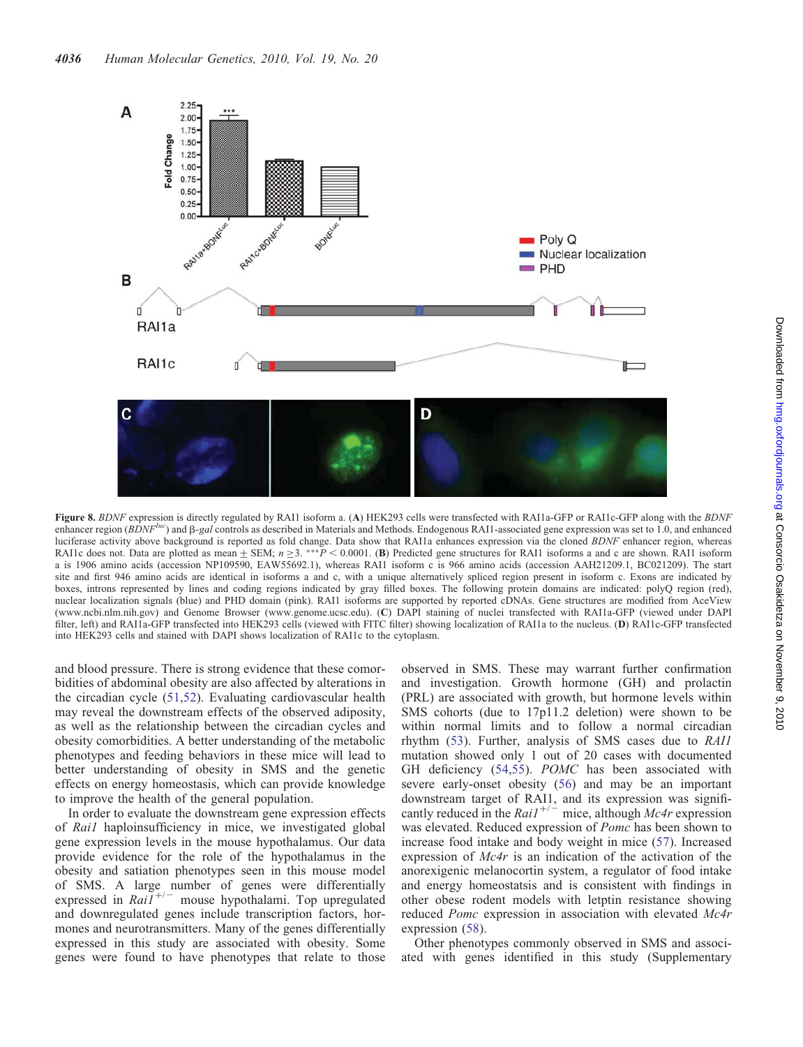A

Fold Change

2.25
2.00
1.75
1.50
1.25
1.00
0.75
0.50
0.25
0.00

***

RAI1a+BDNF$^{Luc}$

RAI1c+BDNF$^{Luc}$

BDNF$^{Luc}$

Poly Q

Nuclear localization

PHD

B

RAI1a

RAI1c

C

D

**Figure 8.** *BDNF* expression is directly regulated by RAI1 isoform a. (**A**) HEK293 cells were transfected with RAI1a-GFP or RAI1c-GFP along with the *BDNF* enhancer region (*BDNF*$^{luc}$) and β-*gal* controls as described in Materials and Methods. Endogenous RAI1-associated gene expression was set to 1.0, and enhanced luciferase activity above background is reported as fold change. Data show that RAI1a enhances expression via the cloned *BDNF* enhancer region, whereas RAI1c does not. Data are plotted as mean ± SEM; $n \geq 3$. $^{***}P < 0.0001$. (**B**) Predicted gene structures for RAI1 isoforms a and c are shown. RAI1 isoform a is 1906 amino acids (accession NP109590, EAW55692.1), whereas RAI1 isoform c is 966 amino acids (accession AAH21209.1, BC021209). The start site and first 946 amino acids are identical in isoforms a and c, with a unique alternatively spliced region present in isoform c. Exons are indicated by boxes, introns represented by lines and coding regions indicated by gray filled boxes. The following protein domains are indicated: polyQ region (red), nuclear localization signals (blue) and PHD domain (pink). RAI1 isoforms are supported by reported cDNAs. Gene structures are modified from AceView (www.ncbi.nlm.nih.gov) and Genome Browser (www.genome.ucsc.edu). (**C**) DAPI staining of nuclei transfected with RAI1a-GFP (viewed under DAPI filter, left) and RAI1a-GFP transfected into HEK293 cells (viewed with FITC filter) showing localization of RAI1a to the nucleus. (**D**) RAI1c-GFP transfected into HEK293 cells and stained with DAPI shows localization of RAI1c to the cytoplasm.

and blood pressure. There is strong evidence that these comorbidities of abdominal obesity are also affected by alterations in the circadian cycle (51,52). Evaluating cardiovascular health may reveal the downstream effects of the observed adiposity, as well as the relationship between the circadian cycles and obesity comorbidities. A better understanding of the metabolic phenotypes and feeding behaviors in these mice will lead to better understanding of obesity in SMS and the genetic effects on energy homeostasis, which can provide knowledge to improve the health of the general population.

In order to evaluate the downstream gene expression effects of *Rai1* haploinsufficiency in mice, we investigated global gene expression levels in the mouse hypothalamus. Our data provide evidence for the role of the hypothalamus in the obesity and satiation phenotypes seen in this mouse model of SMS. A large number of genes were differentially expressed in *Rai1*$^{+/-}$ mouse hypothalami. Top upregulated and downregulated genes include transcription factors, hormones and neurotransmitters. Many of the genes differentially expressed in this study are associated with obesity. Some genes were found to have phenotypes that relate to those observed in SMS. These may warrant further confirmation and investigation. Growth hormone (GH) and prolactin (PRL) are associated with growth, but hormone levels within SMS cohorts (due to 17p11.2 deletion) were shown to be within normal limits and to follow a normal circadian rhythm (53). Further, analysis of SMS cases due to *RAI1* mutation showed only 1 out of 20 cases with documented GH deficiency (54,55). *POMC* has been associated with severe early-onset obesity (56) and may be an important downstream target of RAI1, and its expression was significantly reduced in the *Rai1*$^{+/-}$ mice, although *Mc4r* expression was elevated. Reduced expression of *Pomc* has been shown to increase food intake and body weight in mice (57). Increased expression of *Mc4r* is an indication of the activation of the anorexigenic melanocortin system, a regulator of food intake and energy homeostatsis and is consistent with findings in other obese rodent models with letptin resistance showing reduced *Pomc* expression in association with elevated *Mc4r* expression (58).

Other phenotypes commonly observed in SMS and associated with genes identified in this study (Supplementary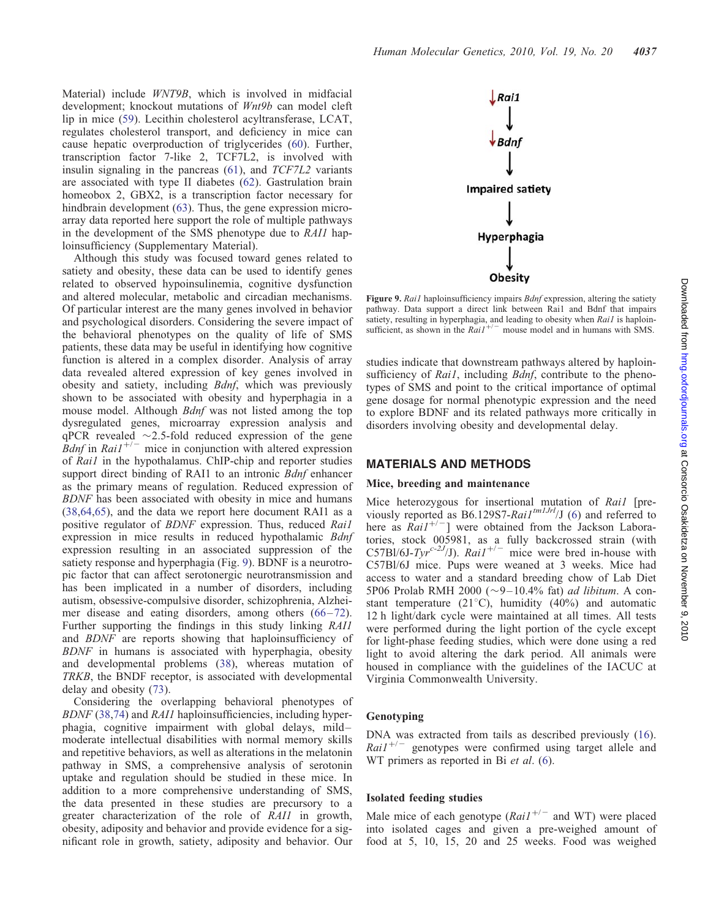Material) include *WNT9B*, which is involved in midfacial development; knockout mutations of *Wnt9b* can model cleft lip in mice (59). Lecithin cholesterol acyltransferase, LCAT, regulates cholesterol transport, and deficiency in mice can cause hepatic overproduction of triglycerides (60). Further, transcription factor 7-like 2, TCF7L2, is involved with insulin signaling in the pancreas (61), and *TCF7L2* variants are associated with type II diabetes (62). Gastrulation brain homeobox 2, GBX2, is a transcription factor necessary for hindbrain development (63). Thus, the gene expression microarray data reported here support the role of multiple pathways in the development of the SMS phenotype due to *RAI1* haploinsufficiency (Supplementary Material).

Although this study was focused toward genes related to satiety and obesity, these data can be used to identify genes related to observed hypoinsulinemia, cognitive dysfunction and altered molecular, metabolic and circadian mechanisms. Of particular interest are the many genes involved in behavior and psychological disorders. Considering the severe impact of the behavioral phenotypes on the quality of life of SMS patients, these data may be useful in identifying how cognitive function is altered in a complex disorder. Analysis of array data revealed altered expression of key genes involved in obesity and satiety, including *Bdnf*, which was previously shown to be associated with obesity and hyperphagia in a mouse model. Although *Bdnf* was not listed among the top dysregulated genes, microarray expression analysis and qPCR revealed ~2.5-fold reduced expression of the gene *Bdnf* in $Rai1^{+/-}$ mice in conjunction with altered expression of *Rai1* in the hypothalamus. ChIP-chip and reporter studies support direct binding of RAI1 to an intronic *Bdnf* enhancer as the primary means of regulation. Reduced expression of *BDNF* has been associated with obesity in mice and humans (38,64,65), and the data we report here document RAI1 as a positive regulator of *BDNF* expression. Thus, reduced *Rai1* expression in mice results in reduced hypothalamic *Bdnf* expression resulting in an associated suppression of the satiety response and hyperphagia (Fig. 9). BDNF is a neurotropic factor that can affect serotonergic neurotransmission and has been implicated in a number of disorders, including autism, obsessive-compulsive disorder, schizophrenia, Alzheimer disease and eating disorders, among others (66–72). Further supporting the findings in this study linking *RAI1* and *BDNF* are reports showing that haploinsufficiency of *BDNF* in humans is associated with hyperphagia, obesity and developmental problems (38), whereas mutation of *TRKB*, the BNDF receptor, is associated with developmental delay and obesity (73).

Considering the overlapping behavioral phenotypes of *BDNF* (38,74) and *RAI1* haploinsufficiencies, including hyperphagia, cognitive impairment with global delays, mild–moderate intellectual disabilities with normal memory skills and repetitive behaviors, as well as alterations in the melatonin pathway in SMS, a comprehensive analysis of serotonin uptake and regulation should be studied in these mice. In addition to a more comprehensive understanding of SMS, the data presented in these studies are precursory to a greater characterization of the role of *RAI1* in growth, obesity, adiposity and behavior and provide evidence for a significant role in growth, satiety, adiposity and behavior. Our studies indicate that downstream pathways altered by haploinsufficiency of *Rai1*, including *Bdnf*, contribute to the phenotypes of SMS and point to the critical importance of optimal gene dosage for normal phenotypic expression and the need to explore BDNF and its related pathways more critically in disorders involving obesity and developmental delay.

↓Rai1

↓Bdnf

Impaired satiety

Hyperphagia

Obesity

**Figure 9.** *Rai1* haploinsufficiency impairs *Bdnf* expression, altering the satiety pathway. Data support a direct link between Rai1 and Bdnf that impairs satiety, resulting in hyperphagia, and leading to obesity when *Rai1* is haploinsufficient, as shown in the $Rai1^{+/-}$ mouse model and in humans with SMS.

## MATERIALS AND METHODS

### Mice, breeding and maintenance

Mice heterozygous for insertional mutation of *Rai1* [previously reported as B6.129S7-$Rai1^{tm1Jrl}$/J (6) and referred to here as $Rai1^{+/-}$] were obtained from the Jackson Laboratories, stock 005981, as a fully backcrossed strain (with C57Bl/6J-$Tyr^{c\text{-}2J}$/J). $Rai1^{+/-}$ mice were bred in-house with C57Bl/6J mice. Pups were weaned at 3 weeks. Mice had access to water and a standard breeding chow of Lab Diet 5P06 Prolab RMH 2000 (~9–10.4% fat) *ad libitum*. A constant temperature (21°C), humidity (40%) and automatic 12 h light/dark cycle were maintained at all times. All tests were performed during the light portion of the cycle except for light-phase feeding studies, which were done using a red light to avoid altering the dark period. All animals were housed in compliance with the guidelines of the IACUC at Virginia Commonwealth University.

### Genotyping

DNA was extracted from tails as described previously (16). $Rai1^{+/-}$ genotypes were confirmed using target allele and WT primers as reported in Bi *et al*. (6).

### Isolated feeding studies

Male mice of each genotype ($Rai1^{+/-}$ and WT) were placed into isolated cages and given a pre-weighed amount of food at 5, 10, 15, 20 and 25 weeks. Food was weighed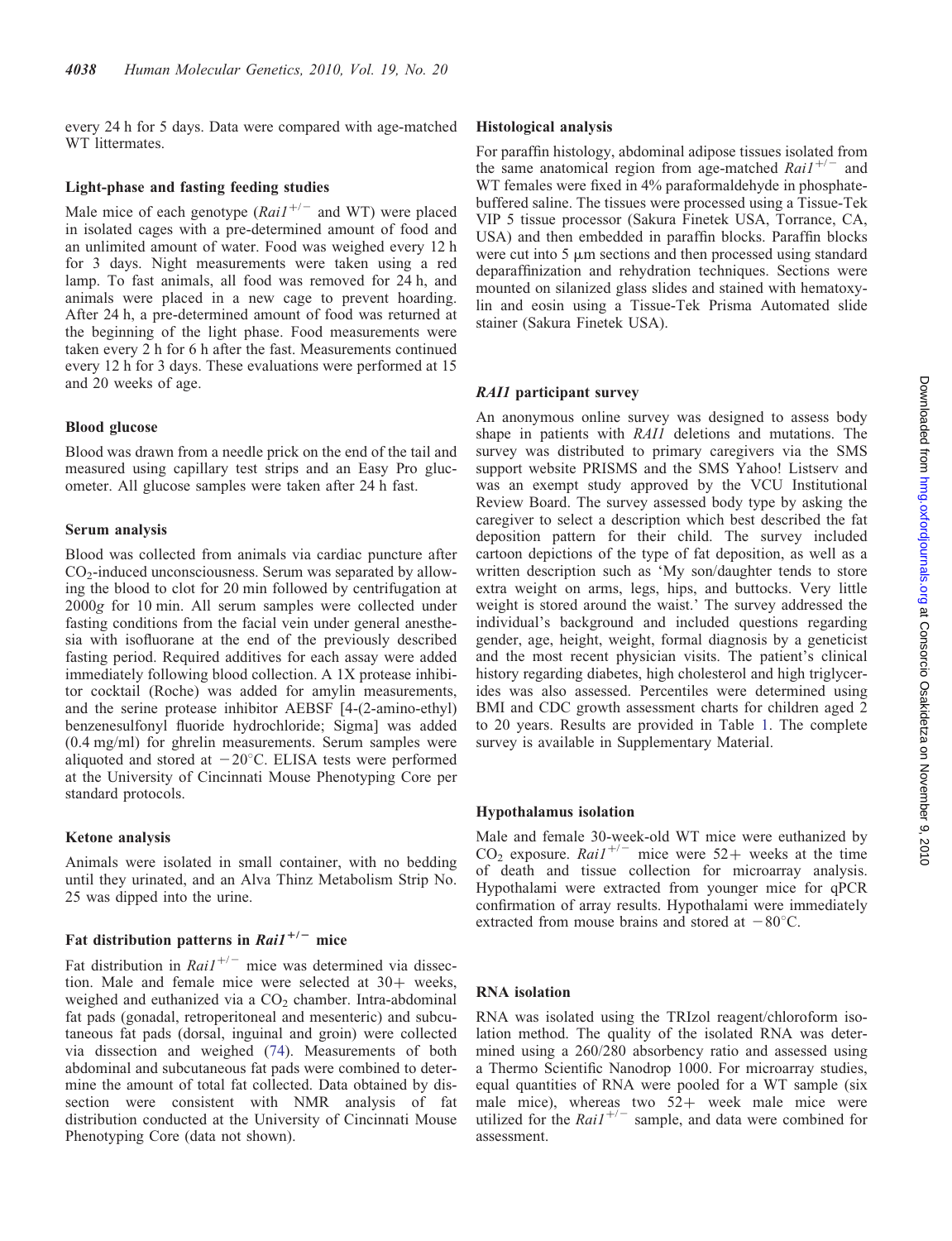every 24 h for 5 days. Data were compared with age-matched WT littermates.

### Light-phase and fasting feeding studies

Male mice of each genotype (*Rai1*$^{+/-}$ and WT) were placed in isolated cages with a pre-determined amount of food and an unlimited amount of water. Food was weighed every 12 h for 3 days. Night measurements were taken using a red lamp. To fast animals, all food was removed for 24 h, and animals were placed in a new cage to prevent hoarding. After 24 h, a pre-determined amount of food was returned at the beginning of the light phase. Food measurements were taken every 2 h for 6 h after the fast. Measurements continued every 12 h for 3 days. These evaluations were performed at 15 and 20 weeks of age.

### Blood glucose

Blood was drawn from a needle prick on the end of the tail and measured using capillary test strips and an Easy Pro glucometer. All glucose samples were taken after 24 h fast.

### Serum analysis

Blood was collected from animals via cardiac puncture after $CO_2$-induced unconsciousness. Serum was separated by allowing the blood to clot for 20 min followed by centrifugation at 2000*g* for 10 min. All serum samples were collected under fasting conditions from the facial vein under general anesthesia with isofluorane at the end of the previously described fasting period. Required additives for each assay were added immediately following blood collection. A 1X protease inhibitor cocktail (Roche) was added for amylin measurements, and the serine protease inhibitor AEBSF [4-(2-amino-ethyl) benzenesulfonyl fluoride hydrochloride; Sigma] was added (0.4 mg/ml) for ghrelin measurements. Serum samples were aliquoted and stored at $-20^{\circ}$C. ELISA tests were performed at the University of Cincinnati Mouse Phenotyping Core per standard protocols.

### Ketone analysis

Animals were isolated in small container, with no bedding until they urinated, and an Alva Thinz Metabolism Strip No. 25 was dipped into the urine.

### Fat distribution patterns in *Rai1*$^{+/-}$ mice

Fat distribution in *Rai1*$^{+/-}$ mice was determined via dissection. Male and female mice were selected at 30+ weeks, weighed and euthanized via a $CO_2$ chamber. Intra-abdominal fat pads (gonadal, retroperitoneal and mesenteric) and subcutaneous fat pads (dorsal, inguinal and groin) were collected via dissection and weighed (74). Measurements of both abdominal and subcutaneous fat pads were combined to determine the amount of total fat collected. Data obtained by dissection were consistent with NMR analysis of fat distribution conducted at the University of Cincinnati Mouse Phenotyping Core (data not shown).

### Histological analysis

For paraffin histology, abdominal adipose tissues isolated from the same anatomical region from age-matched *Rai1*$^{+/-}$ and WT females were fixed in 4% paraformaldehyde in phosphate-buffered saline. The tissues were processed using a Tissue-Tek VIP 5 tissue processor (Sakura Finetek USA, Torrance, CA, USA) and then embedded in paraffin blocks. Paraffin blocks were cut into 5 μm sections and then processed using standard deparaffinization and rehydration techniques. Sections were mounted on silanized glass slides and stained with hematoxylin and eosin using a Tissue-Tek Prisma Automated slide stainer (Sakura Finetek USA).

### *RAI1* participant survey

An anonymous online survey was designed to assess body shape in patients with *RAI1* deletions and mutations. The survey was distributed to primary caregivers via the SMS support website PRISMS and the SMS Yahoo! Listserv and was an exempt study approved by the VCU Institutional Review Board. The survey assessed body type by asking the caregiver to select a description which best described the fat deposition pattern for their child. The survey included cartoon depictions of the type of fat deposition, as well as a written description such as 'My son/daughter tends to store extra weight on arms, legs, hips, and buttocks. Very little weight is stored around the waist.' The survey addressed the individual's background and included questions regarding gender, age, height, weight, formal diagnosis by a geneticist and the most recent physician visits. The patient's clinical history regarding diabetes, high cholesterol and high triglycerides was also assessed. Percentiles were determined using BMI and CDC growth assessment charts for children aged 2 to 20 years. Results are provided in Table 1. The complete survey is available in Supplementary Material.

### Hypothalamus isolation

Male and female 30-week-old WT mice were euthanized by $CO_2$ exposure. *Rai1*$^{+/-}$ mice were 52+ weeks at the time of death and tissue collection for microarray analysis. Hypothalami were extracted from younger mice for qPCR confirmation of array results. Hypothalami were immediately extracted from mouse brains and stored at $-80^{\circ}$C.

### RNA isolation

RNA was isolated using the TRIzol reagent/chloroform isolation method. The quality of the isolated RNA was determined using a 260/280 absorbency ratio and assessed using a Thermo Scientific Nanodrop 1000. For microarray studies, equal quantities of RNA were pooled for a WT sample (six male mice), whereas two 52+ week male mice were utilized for the *Rai1*$^{+/-}$ sample, and data were combined for assessment.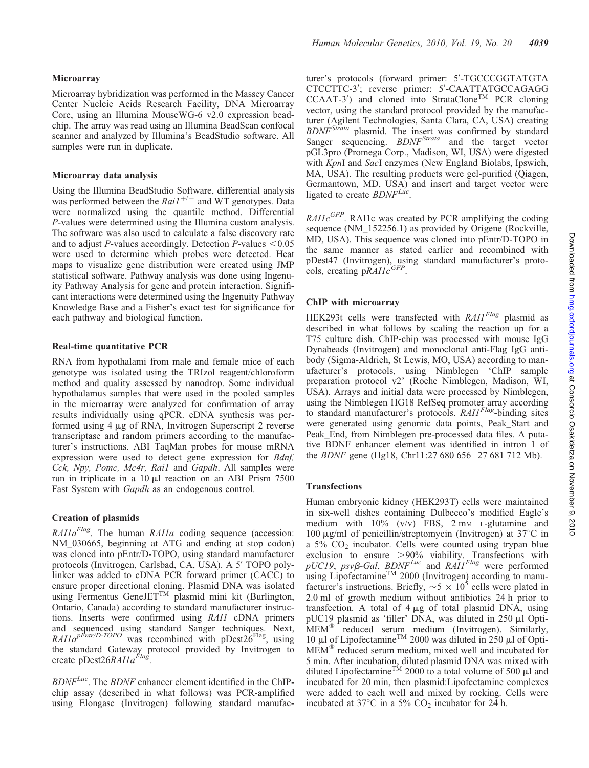### Microarray

Microarray hybridization was performed in the Massey Cancer Center Nucleic Acids Research Facility, DNA Microarray Core, using an Illumina MouseWG-6 v2.0 expression beadchip. The array was read using an Illumina BeadScan confocal scanner and analyzed by Illumina's BeadStudio software. All samples were run in duplicate.

### Microarray data analysis

Using the Illumina BeadStudio Software, differential analysis was performed between the *Rai1*$^{+/-}$ and WT genotypes. Data were normalized using the quantile method. Differential *P*-values were determined using the Illumina custom analysis. The software was also used to calculate a false discovery rate and to adjust *P*-values accordingly. Detection *P*-values $<0.05$ were used to determine which probes were detected. Heat maps to visualize gene distribution were created using JMP statistical software. Pathway analysis was done using Ingenuity Pathway Analysis for gene and protein interaction. Significant interactions were determined using the Ingenuity Pathway Knowledge Base and a Fisher's exact test for significance for each pathway and biological function.

### Real-time quantitative PCR

RNA from hypothalami from male and female mice of each genotype was isolated using the TRIzol reagent/chloroform method and quality assessed by nanodrop. Some individual hypothalamus samples that were used in the pooled samples in the microarray were analyzed for confirmation of array results individually using qPCR. cDNA synthesis was performed using 4 μg of RNA, Invitrogen Superscript 2 reverse transcriptase and random primers according to the manufacturer's instructions. ABI TaqMan probes for mouse mRNA expression were used to detect gene expression for *Bdnf, Cck, Npy, Pomc, Mc4r, Rai1* and *Gapdh*. All samples were run in triplicate in a 10 μl reaction on an ABI Prism 7500 Fast System with *Gapdh* as an endogenous control.

### Creation of plasmids

*RAI1a*$^{Flag}$. The human *RAI1a* coding sequence (accession: NM_030665, beginning at ATG and ending at stop codon) was cloned into pEntr/D-TOPO, using standard manufacturer protocols (Invitrogen, Carlsbad, CA, USA). A 5′ TOPO polylinker was added to cDNA PCR forward primer (CACC) to ensure proper directional cloning. Plasmid DNA was isolated using Fermentus GeneJET™ plasmid mini kit (Burlington, Ontario, Canada) according to standard manufacturer instructions. Inserts were confirmed using *RAI1* cDNA primers and sequenced using standard Sanger techniques. Next, *RAI1a*$^{pEntr/D\text{-}TOPO}$ was recombined with pDest26$^{Flag}$, using the standard Gateway protocol provided by Invitrogen to create pDest26*RAI1a*$^{Flag}$.

*BDNF*$^{Luc}$. The *BDNF* enhancer element identified in the ChIP-chip assay (described in what follows) was PCR-amplified using Elongase (Invitrogen) following standard manufacturer's protocols (forward primer: 5′-TGCCCGGTATGTACTCCTTC-3′; reverse primer: 5′-CAATTATGCCAGAGGCCAAT-3′) and cloned into StrataClone™ PCR cloning vector, using the standard protocol provided by the manufacturer (Agilent Technologies, Santa Clara, CA, USA) creating *BDNF*$^{Strata}$ plasmid. The insert was confirmed by standard Sanger sequencing. *BDNF*$^{Strata}$ and the target vector pGL3pro (Promega Corp., Madison, WI, USA) were digested with *Kpn*I and *Sac*I enzymes (New England Biolabs, Ipswich, MA, USA). The resulting products were gel-purified (Qiagen, Germantown, MD, USA) and insert and target vector were ligated to create *BDNF*$^{Luc}$.

*RAI1c*$^{GFP}$. RAI1c was created by PCR amplifying the coding sequence (NM_152256.1) as provided by Origene (Rockville, MD, USA). This sequence was cloned into pEntr/D-TOPO in the same manner as stated earlier and recombined with pDest47 (Invitrogen), using standard manufacturer's protocols, creating p*RAI1c*$^{GFP}$.

### ChIP with microarray

HEK293t cells were transfected with *RAI1*$^{Flag}$ plasmid as described in what follows by scaling the reaction up for a T75 culture dish. ChIP-chip was processed with mouse IgG Dynabeads (Invitrogen) and monoclonal anti-Flag IgG antibody (Sigma-Aldrich, St Lewis, MO, USA) according to manufacturer's protocols, using Nimblegen 'ChIP sample preparation protocol v2' (Roche Nimblegen, Madison, WI, USA). Arrays and initial data were processed by Nimblegen, using the Nimblegen HG18 RefSeq promoter array according to standard manufacturer's protocols. *RAI1*$^{Flag}$-binding sites were generated using genomic data points, Peak_Start and Peak_End, from Nimblegen pre-processed data files. A putative BDNF enhancer element was identified in intron 1 of the *BDNF* gene (Hg18, Chr11:27 680 656–27 681 712 Mb).

### Transfections

Human embryonic kidney (HEK293T) cells were maintained in six-well dishes containing Dulbecco's modified Eagle's medium with 10% (v/v) FBS, 2 mM L-glutamine and 100 μg/ml of penicillin/streptomycin (Invitrogen) at 37°C in a 5% $CO_2$ incubator. Cells were counted using trypan blue exclusion to ensure >90% viability. Transfections with *pUC19*, *psvβ-Gal*, *BDNF*$^{Luc}$ and *RAI1*$^{Flag}$ were performed using Lipofectamine™ 2000 (Invitrogen) according to manufacturer's instructions. Briefly, $\sim 5 \times 10^5$ cells were plated in 2.0 ml of growth medium without antibiotics 24 h prior to transfection. A total of 4 μg of total plasmid DNA, using pUC19 plasmid as 'filler' DNA, was diluted in 250 μl Opti-MEM® reduced serum medium (Invitrogen). Similarly, 10 μl of Lipofectamine™ 2000 was diluted in 250 μl of Opti-MEM® reduced serum medium, mixed well and incubated for 5 min. After incubation, diluted plasmid DNA was mixed with diluted Lipofectamine™ 2000 to a total volume of 500 μl and incubated for 20 min, then plasmid:Lipofectamine complexes were added to each well and mixed by rocking. Cells were incubated at 37°C in a 5% $CO_2$ incubator for 24 h.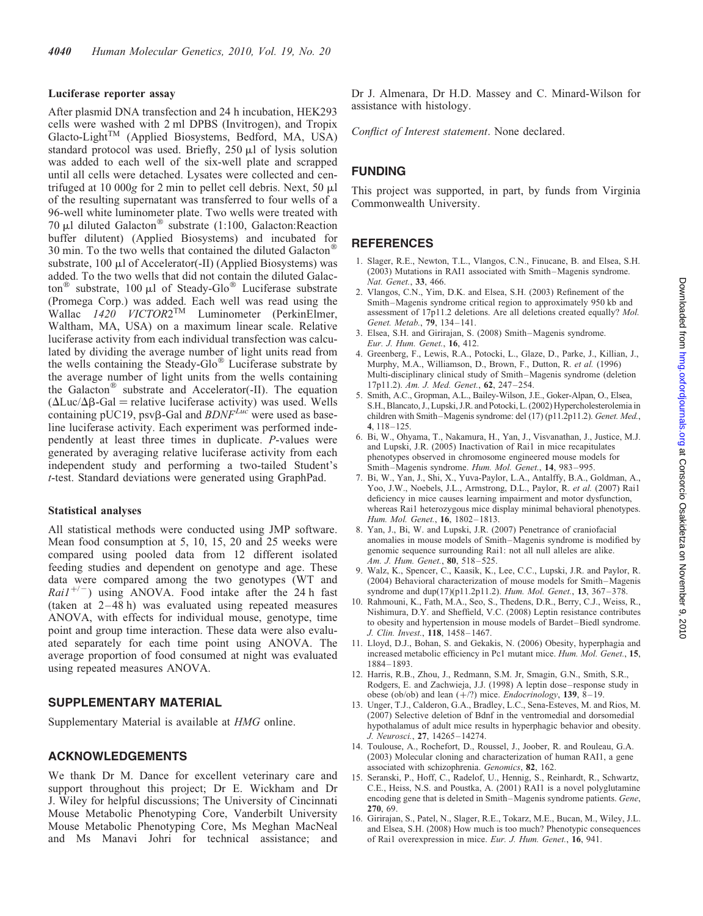### Luciferase reporter assay

After plasmid DNA transfection and 24 h incubation, HEK293 cells were washed with 2 ml DPBS (Invitrogen), and Tropix Glacto-Light™ (Applied Biosystems, Bedford, MA, USA) standard protocol was used. Briefly, 250 µl of lysis solution was added to each well of the six-well plate and scrapped until all cells were detached. Lysates were collected and centrifuged at 10 000*g* for 2 min to pellet cell debris. Next, 50 µl of the resulting supernatant was transferred to four wells of a 96-well white luminometer plate. Two wells were treated with 70 µl diluted Galacton® substrate (1:100, Galacton:Reaction buffer dilutent) (Applied Biosystems) and incubated for 30 min. To the two wells that contained the diluted Galacton® substrate, 100 µl of Accelerator(-II) (Applied Biosystems) was added. To the two wells that did not contain the diluted Galacton® substrate, 100 µl of Steady-Glo® Luciferase substrate (Promega Corp.) was added. Each well was read using the Wallac *1420 VICTOR2*™ Luminometer (PerkinElmer, Waltham, MA, USA) on a maximum linear scale. Relative luciferase activity from each individual transfection was calculated by dividing the average number of light units read from the wells containing the Steady-Glo® Luciferase substrate by the average number of light units from the wells containing the Galacton® substrate and Accelerator(-II). The equation ($\Delta$Luc/$\Delta\beta$-Gal = relative luciferase activity) was used. Wells containing pUC19, psv$\beta$-Gal and $BDNF^{Luc}$ were used as baseline luciferase activity. Each experiment was performed independently at least three times in duplicate. *P*-values were generated by averaging relative luciferase activity from each independent study and performing a two-tailed Student's *t*-test. Standard deviations were generated using GraphPad.

### Statistical analyses

All statistical methods were conducted using JMP software. Mean food consumption at 5, 10, 15, 20 and 25 weeks were compared using pooled data from 12 different isolated feeding studies and dependent on genotype and age. These data were compared among the two genotypes (WT and $Rai1^{+/-}$) using ANOVA. Food intake after the 24 h fast (taken at 2–48 h) was evaluated using repeated measures ANOVA, with effects for individual mouse, genotype, time point and group time interaction. These data were also evaluated separately for each time point using ANOVA. The average proportion of food consumed at night was evaluated using repeated measures ANOVA.

## SUPPLEMENTARY MATERIAL

Supplementary Material is available at *HMG* online.

## ACKNOWLEDGEMENTS

We thank Dr M. Dance for excellent veterinary care and support throughout this project; Dr E. Wickham and Dr J. Wiley for helpful discussions; The University of Cincinnati Mouse Metabolic Phenotyping Core, Vanderbilt University Mouse Metabolic Phenotyping Core, Ms Meghan MacNeal and Ms Manavi Johri for technical assistance; and Dr J. Almenara, Dr H.D. Massey and C. Minard-Wilson for assistance with histology.

*Conflict of Interest statement*. None declared.

## FUNDING

This project was supported, in part, by funds from Virginia Commonwealth University.

## REFERENCES

1. Slager, R.E., Newton, T.L., Vlangos, C.N., Finucane, B. and Elsea, S.H. (2003) Mutations in RAI1 associated with Smith–Magenis syndrome. *Nat. Genet.*, **33**, 466.
2. Vlangos, C.N., Yim, D.K. and Elsea, S.H. (2003) Refinement of the Smith–Magenis syndrome critical region to approximately 950 kb and assessment of 17p11.2 deletions. Are all deletions created equally? *Mol. Genet. Metab.*, **79**, 134–141.
3. Elsea, S.H. and Girirajan, S. (2008) Smith–Magenis syndrome. *Eur. J. Hum. Genet.*, **16**, 412.
4. Greenberg, F., Lewis, R.A., Potocki, L., Glaze, D., Parke, J., Killian, J., Murphy, M.A., Williamson, D., Brown, F., Dutton, R. *et al.* (1996) Multi-disciplinary clinical study of Smith–Magenis syndrome (deletion 17p11.2). *Am. J. Med. Genet.*, **62**, 247–254.
5. Smith, A.C., Gropman, A.L., Bailey-Wilson, J.E., Goker-Alpan, O., Elsea, S.H., Blancato, J., Lupski, J.R. and Potocki, L. (2002) Hypercholesterolemia in children with Smith–Magenis syndrome: del (17) (p11.2p11.2). *Genet. Med.*, **4**, 118–125.
6. Bi, W., Ohyama, T., Nakamura, H., Yan, J., Visvanathan, J., Justice, M.J. and Lupski, J.R. (2005) Inactivation of Rai1 in mice recapitulates phenotypes observed in chromosome engineered mouse models for Smith–Magenis syndrome. *Hum. Mol. Genet.*, **14**, 983–995.
7. Bi, W., Yan, J., Shi, X., Yuva-Paylor, L.A., Antalffy, B.A., Goldman, A., Yoo, J.W., Noebels, J.L., Armstrong, D.L., Paylor, R. *et al.* (2007) Rai1 deficiency in mice causes learning impairment and motor dysfunction, whereas Rai1 heterozygous mice display minimal behavioral phenotypes. *Hum. Mol. Genet.*, **16**, 1802–1813.
8. Yan, J., Bi, W. and Lupski, J.R. (2007) Penetrance of craniofacial anomalies in mouse models of Smith–Magenis syndrome is modified by genomic sequence surrounding Rai1: not all null alleles are alike. *Am. J. Hum. Genet.*, **80**, 518–525.
9. Walz, K., Spencer, C., Kaasik, K., Lee, C.C., Lupski, J.R. and Paylor, R. (2004) Behavioral characterization of mouse models for Smith–Magenis syndrome and dup(17)(p11.2p11.2). *Hum. Mol. Genet.*, **13**, 367–378.
10. Rahmouni, K., Fath, M.A., Seo, S., Thedens, D.R., Berry, C.J., Weiss, R., Nishimura, D.Y. and Sheffield, V.C. (2008) Leptin resistance contributes to obesity and hypertension in mouse models of Bardet–Biedl syndrome. *J. Clin. Invest.*, **118**, 1458–1467.
11. Lloyd, D.J., Bohan, S. and Gekakis, N. (2006) Obesity, hyperphagia and increased metabolic efficiency in Pc1 mutant mice. *Hum. Mol. Genet.*, **15**, 1884–1893.
12. Harris, R.B., Zhou, J., Redmann, S.M. Jr, Smagin, G.N., Smith, S.R., Rodgers, E. and Zachwieja, J.J. (1998) A leptin dose–response study in obese (ob/ob) and lean (+/?) mice. *Endocrinology*, **139**, 8–19.
13. Unger, T.J., Calderon, G.A., Bradley, L.C., Sena-Esteves, M. and Rios, M. (2007) Selective deletion of Bdnf in the ventromedial and dorsomedial hypothalamus of adult mice results in hyperphagic behavior and obesity. *J. Neurosci.*, **27**, 14265–14274.
14. Toulouse, A., Rochefort, D., Roussel, J., Joober, R. and Rouleau, G.A. (2003) Molecular cloning and characterization of human RAI1, a gene associated with schizophrenia. *Genomics*, **82**, 162.
15. Seranski, P., Hoff, C., Radelof, U., Hennig, S., Reinhardt, R., Schwartz, C.E., Heiss, N.S. and Poustka, A. (2001) RAI1 is a novel polyglutamine encoding gene that is deleted in Smith–Magenis syndrome patients. *Gene*, **270**, 69.
16. Girirajan, S., Patel, N., Slager, R.E., Tokarz, M.E., Bucan, M., Wiley, J.L. and Elsea, S.H. (2008) How much is too much? Phenotypic consequences of Rai1 overexpression in mice. *Eur. J. Hum. Genet.*, **16**, 941.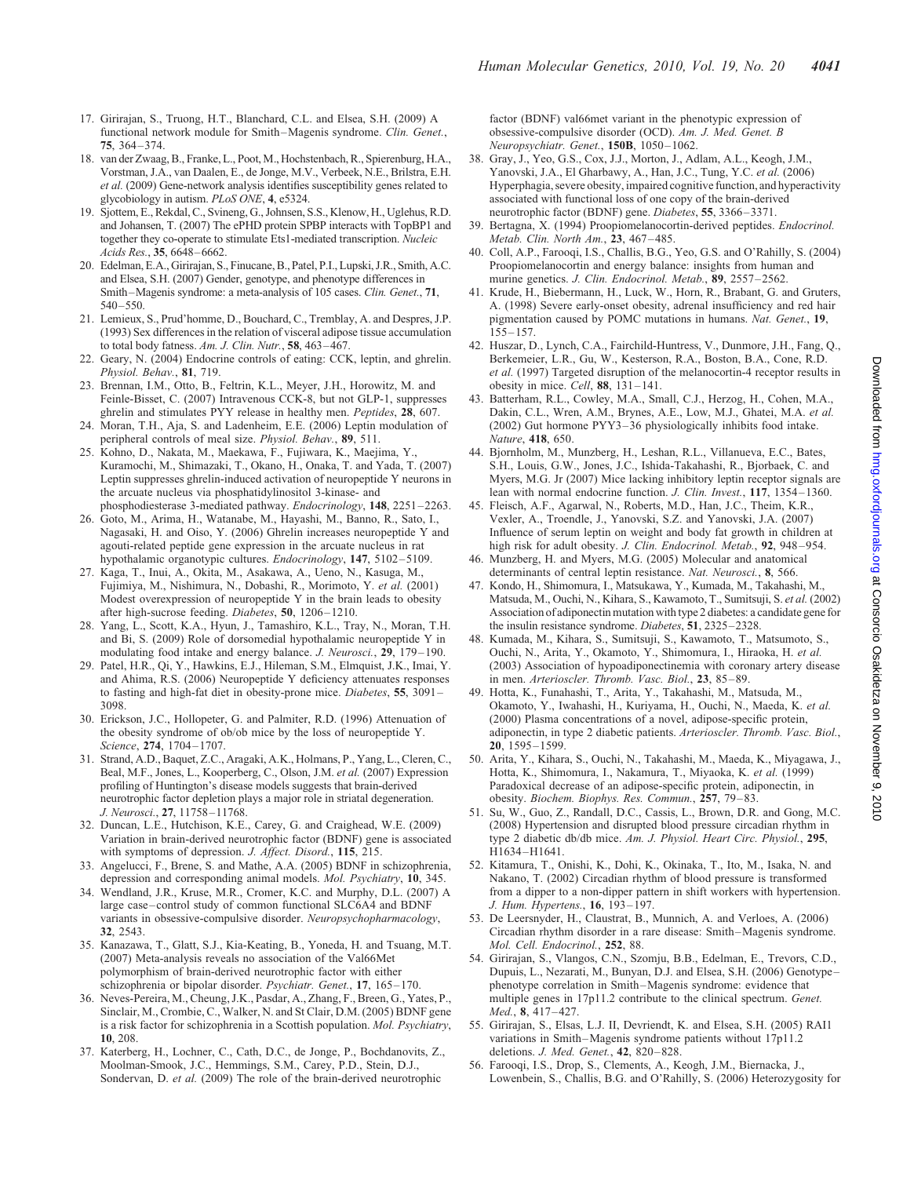17. Girirajan, S., Truong, H.T., Blanchard, C.L. and Elsea, S.H. (2009) A functional network module for Smith–Magenis syndrome. *Clin. Genet.*, **75**, 364–374.
18. van der Zwaag, B., Franke, L., Poot, M., Hochstenbach, R., Spierenburg, H.A., Vorstman, J.A., van Daalen, E., de Jonge, M.V., Verbeek, N.E., Brilstra, E.H. *et al.* (2009) Gene-network analysis identifies susceptibility genes related to glycobiology in autism. *PLoS ONE*, **4**, e5324.
19. Sjottem, E., Rekdal, C., Svineng, G., Johnsen, S.S., Klenow, H., Uglehus, R.D. and Johansen, T. (2007) The ePHD protein SPBP interacts with TopBP1 and together they co-operate to stimulate Ets1-mediated transcription. *Nucleic Acids Res.*, **35**, 6648–6662.
20. Edelman, E.A., Girirajan, S., Finucane, B., Patel, P.I., Lupski, J.R., Smith, A.C. and Elsea, S.H. (2007) Gender, genotype, and phenotype differences in Smith–Magenis syndrome: a meta-analysis of 105 cases. *Clin. Genet.*, **71**, 540–550.
21. Lemieux, S., Prud'homme, D., Bouchard, C., Tremblay, A. and Despres, J.P. (1993) Sex differences in the relation of visceral adipose tissue accumulation to total body fatness. *Am. J. Clin. Nutr.*, **58**, 463–467.
22. Geary, N. (2004) Endocrine controls of eating: CCK, leptin, and ghrelin. *Physiol. Behav.*, **81**, 719.
23. Brennan, I.M., Otto, B., Feltrin, K.L., Meyer, J.H., Horowitz, M. and Feinle-Bisset, C. (2007) Intravenous CCK-8, but not GLP-1, suppresses ghrelin and stimulates PYY release in healthy men. *Peptides*, **28**, 607.
24. Moran, T.H., Aja, S. and Ladenheim, E.E. (2006) Leptin modulation of peripheral controls of meal size. *Physiol. Behav.*, **89**, 511.
25. Kohno, D., Nakata, M., Maekawa, F., Fujiwara, K., Maejima, Y., Kuramochi, M., Shimazaki, T., Okano, H., Onaka, T. and Yada, T. (2007) Leptin suppresses ghrelin-induced activation of neuropeptide Y neurons in the arcuate nucleus via phosphatidylinositol 3-kinase- and phosphodiesterase 3-mediated pathway. *Endocrinology*, **148**, 2251–2263.
26. Goto, M., Arima, H., Watanabe, M., Hayashi, M., Banno, R., Sato, I., Nagasaki, H. and Oiso, Y. (2006) Ghrelin increases neuropeptide Y and agouti-related peptide gene expression in the arcuate nucleus in rat hypothalamic organotypic cultures. *Endocrinology*, **147**, 5102–5109.
27. Kaga, T., Inui, A., Okita, M., Asakawa, A., Ueno, N., Kasuga, M., Fujimiya, M., Nishimura, N., Dobashi, R., Morimoto, Y. *et al.* (2001) Modest overexpression of neuropeptide Y in the brain leads to obesity after high-sucrose feeding. *Diabetes*, **50**, 1206–1210.
28. Yang, L., Scott, K.A., Hyun, J., Tamashiro, K.L., Tray, N., Moran, T.H. and Bi, S. (2009) Role of dorsomedial hypothalamic neuropeptide Y in modulating food intake and energy balance. *J. Neurosci.*, **29**, 179–190.
29. Patel, H.R., Qi, Y., Hawkins, E.J., Hileman, S.M., Elmquist, J.K., Imai, Y. and Ahima, R.S. (2006) Neuropeptide Y deficiency attenuates responses to fasting and high-fat diet in obesity-prone mice. *Diabetes*, **55**, 3091–3098.
30. Erickson, J.C., Hollopeter, G. and Palmiter, R.D. (1996) Attenuation of the obesity syndrome of ob/ob mice by the loss of neuropeptide Y. *Science*, **274**, 1704–1707.
31. Strand, A.D., Baquet, Z.C., Aragaki, A.K., Holmans, P., Yang, L., Cleren, C., Beal, M.F., Jones, L., Kooperberg, C., Olson, J.M. *et al.* (2007) Expression profiling of Huntington's disease models suggests that brain-derived neurotrophic factor depletion plays a major role in striatal degeneration. *J. Neurosci.*, **27**, 11758–11768.
32. Duncan, L.E., Hutchison, K.E., Carey, G. and Craighead, W.E. (2009) Variation in brain-derived neurotrophic factor (BDNF) gene is associated with symptoms of depression. *J. Affect. Disord.*, **115**, 215.
33. Angelucci, F., Brene, S. and Mathe, A.A. (2005) BDNF in schizophrenia, depression and corresponding animal models. *Mol. Psychiatry*, **10**, 345.
34. Wendland, J.R., Kruse, M.R., Cromer, K.C. and Murphy, D.L. (2007) A large case–control study of common functional SLC6A4 and BDNF variants in obsessive-compulsive disorder. *Neuropsychopharmacology*, **32**, 2543.
35. Kanazawa, T., Glatt, S.J., Kia-Keating, B., Yoneda, H. and Tsuang, M.T. (2007) Meta-analysis reveals no association of the Val66Met polymorphism of brain-derived neurotrophic factor with either schizophrenia or bipolar disorder. *Psychiatr. Genet.*, **17**, 165–170.
36. Neves-Pereira, M., Cheung, J.K., Pasdar, A., Zhang, F., Breen, G., Yates, P., Sinclair, M., Crombie, C., Walker, N. and St Clair, D.M. (2005) BDNF gene is a risk factor for schizophrenia in a Scottish population. *Mol. Psychiatry*, **10**, 208.
37. Katerberg, H., Lochner, C., Cath, D.C., de Jonge, P., Bochdanovits, Z., Moolman-Smook, J.C., Hemmings, S.M., Carey, P.D., Stein, D.J., Sondervan, D. *et al.* (2009) The role of the brain-derived neurotrophic factor (BDNF) val66met variant in the phenotypic expression of obsessive-compulsive disorder (OCD). *Am. J. Med. Genet. B Neuropsychiatr. Genet.*, **150B**, 1050–1062.
38. Gray, J., Yeo, G.S., Cox, J.J., Morton, J., Adlam, A.L., Keogh, J.M., Yanovski, J.A., El Gharbawy, A., Han, J.C., Tung, Y.C. *et al.* (2006) Hyperphagia, severe obesity, impaired cognitive function, and hyperactivity associated with functional loss of one copy of the brain-derived neurotrophic factor (BDNF) gene. *Diabetes*, **55**, 3366–3371.
39. Bertagna, X. (1994) Proopiomelanocortin-derived peptides. *Endocrinol. Metab. Clin. North Am.*, **23**, 467–485.
40. Coll, A.P., Farooqi, I.S., Challis, B.G., Yeo, G.S. and O'Rahilly, S. (2004) Proopiomelanocortin and energy balance: insights from human and murine genetics. *J. Clin. Endocrinol. Metab.*, **89**, 2557–2562.
41. Krude, H., Biebermann, H., Luck, W., Horn, R., Brabant, G. and Gruters, A. (1998) Severe early-onset obesity, adrenal insufficiency and red hair pigmentation caused by POMC mutations in humans. *Nat. Genet.*, **19**, 155–157.
42. Huszar, D., Lynch, C.A., Fairchild-Huntress, V., Dunmore, J.H., Fang, Q., Berkemeier, L.R., Gu, W., Kesterson, R.A., Boston, B.A., Cone, R.D. *et al.* (1997) Targeted disruption of the melanocortin-4 receptor results in obesity in mice. *Cell*, **88**, 131–141.
43. Batterham, R.L., Cowley, M.A., Small, C.J., Herzog, H., Cohen, M.A., Dakin, C.L., Wren, A.M., Brynes, A.E., Low, M.J., Ghatei, M.A. *et al.* (2002) Gut hormone PYY3–36 physiologically inhibits food intake. *Nature*, **418**, 650.
44. Bjornholm, M., Munzberg, H., Leshan, R.L., Villanueva, E.C., Bates, S.H., Louis, G.W., Jones, J.C., Ishida-Takahashi, R., Bjorbaek, C. and Myers, M.G. Jr (2007) Mice lacking inhibitory leptin receptor signals are lean with normal endocrine function. *J. Clin. Invest.*, **117**, 1354–1360.
45. Fleisch, A.F., Agarwal, N., Roberts, M.D., Han, J.C., Theim, K.R., Vexler, A., Troendle, J., Yanovski, S.Z. and Yanovski, J.A. (2007) Influence of serum leptin on weight and body fat growth in children at high risk for adult obesity. *J. Clin. Endocrinol. Metab.*, **92**, 948–954.
46. Munzberg, H. and Myers, M.G. (2005) Molecular and anatomical determinants of central leptin resistance. *Nat. Neurosci.*, **8**, 566.
47. Kondo, H., Shimomura, I., Matsukawa, Y., Kumada, M., Takahashi, M., Matsuda, M., Ouchi, N., Kihara, S., Kawamoto, T., Sumitsuji, S. *et al.* (2002) Association of adiponectin mutation with type 2 diabetes: a candidate gene for the insulin resistance syndrome. *Diabetes*, **51**, 2325–2328.
48. Kumada, M., Kihara, S., Sumitsuji, S., Kawamoto, T., Matsumoto, S., Ouchi, N., Arita, Y., Okamoto, Y., Shimomura, I., Hiraoka, H. *et al.* (2003) Association of hypoadiponectinemia with coronary artery disease in men. *Arterioscler. Thromb. Vasc. Biol.*, **23**, 85–89.
49. Hotta, K., Funahashi, T., Arita, Y., Takahashi, M., Matsuda, M., Okamoto, Y., Iwahashi, H., Kuriyama, H., Ouchi, N., Maeda, K. *et al.* (2000) Plasma concentrations of a novel, adipose-specific protein, adiponectin, in type 2 diabetic patients. *Arterioscler. Thromb. Vasc. Biol.*, **20**, 1595–1599.
50. Arita, Y., Kihara, S., Ouchi, N., Takahashi, M., Maeda, K., Miyagawa, J., Hotta, K., Shimomura, I., Nakamura, T., Miyaoka, K. *et al.* (1999) Paradoxical decrease of an adipose-specific protein, adiponectin, in obesity. *Biochem. Biophys. Res. Commun.*, **257**, 79–83.
51. Su, W., Guo, Z., Randall, D.C., Cassis, L., Brown, D.R. and Gong, M.C. (2008) Hypertension and disrupted blood pressure circadian rhythm in type 2 diabetic db/db mice. *Am. J. Physiol. Heart Circ. Physiol.*, **295**, H1634–H1641.
52. Kitamura, T., Onishi, K., Dohi, K., Okinaka, T., Ito, M., Isaka, N. and Nakano, T. (2002) Circadian rhythm of blood pressure is transformed from a dipper to a non-dipper pattern in shift workers with hypertension. *J. Hum. Hypertens.*, **16**, 193–197.
53. De Leersnyder, H., Claustrat, B., Munnich, A. and Verloes, A. (2006) Circadian rhythm disorder in a rare disease: Smith–Magenis syndrome. *Mol. Cell. Endocrinol.*, **252**, 88.
54. Girirajan, S., Vlangos, C.N., Szomju, B.B., Edelman, E., Trevors, C.D., Dupuis, L., Nezarati, M., Bunyan, D.J. and Elsea, S.H. (2006) Genotype–phenotype correlation in Smith–Magenis syndrome: evidence that multiple genes in 17p11.2 contribute to the clinical spectrum. *Genet. Med.*, **8**, 417–427.
55. Girirajan, S., Elsas, L.J. II, Devriendt, K. and Elsea, S.H. (2005) RAI1 variations in Smith–Magenis syndrome patients without 17p11.2 deletions. *J. Med. Genet.*, **42**, 820–828.
56. Farooqi, I.S., Drop, S., Clements, A., Keogh, J.M., Biernacka, J., Lowenbein, S., Challis, B.G. and O'Rahilly, S. (2006) Heterozygosity for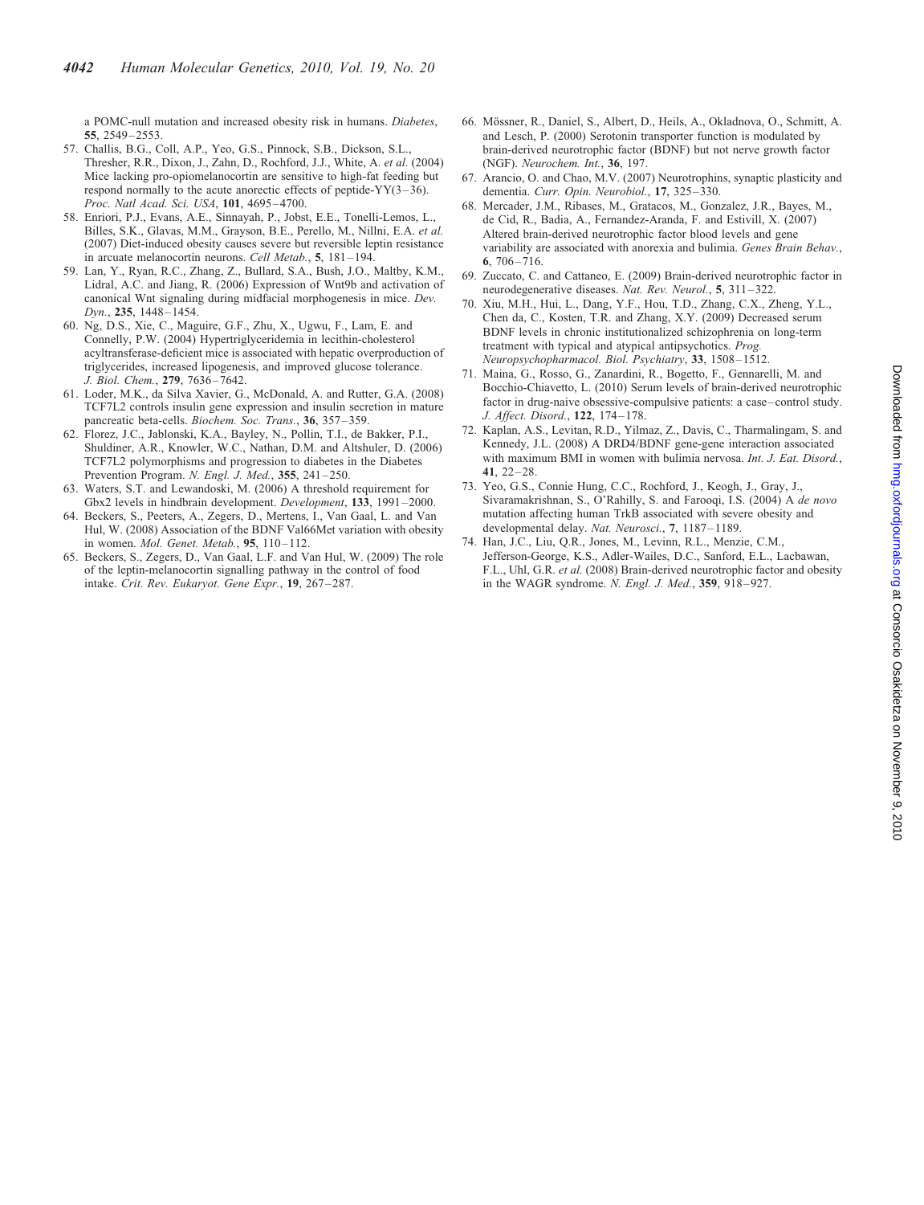a POMC-null mutation and increased obesity risk in humans. *Diabetes*, **55**, 2549–2553.

57. Challis, B.G., Coll, A.P., Yeo, G.S., Pinnock, S.B., Dickson, S.L., Thresher, R.R., Dixon, J., Zahn, D., Rochford, J.J., White, A. *et al.* (2004) Mice lacking pro-opiomelanocortin are sensitive to high-fat feeding but respond normally to the acute anorectic effects of peptide-YY(3–36). *Proc. Natl Acad. Sci. USA*, **101**, 4695–4700.
58. Enriori, P.J., Evans, A.E., Sinnayah, P., Jobst, E.E., Tonelli-Lemos, L., Billes, S.K., Glavas, M.M., Grayson, B.E., Perello, M., Nillni, E.A. *et al.* (2007) Diet-induced obesity causes severe but reversible leptin resistance in arcuate melanocortin neurons. *Cell Metab.*, **5**, 181–194.
59. Lan, Y., Ryan, R.C., Zhang, Z., Bullard, S.A., Bush, J.O., Maltby, K.M., Lidral, A.C. and Jiang, R. (2006) Expression of Wnt9b and activation of canonical Wnt signaling during midfacial morphogenesis in mice. *Dev. Dyn.*, **235**, 1448–1454.
60. Ng, D.S., Xie, C., Maguire, G.F., Zhu, X., Ugwu, F., Lam, E. and Connelly, P.W. (2004) Hypertriglyceridemia in lecithin-cholesterol acyltransferase-deficient mice is associated with hepatic overproduction of triglycerides, increased lipogenesis, and improved glucose tolerance. *J. Biol. Chem.*, **279**, 7636–7642.
61. Loder, M.K., da Silva Xavier, G., McDonald, A. and Rutter, G.A. (2008) TCF7L2 controls insulin gene expression and insulin secretion in mature pancreatic beta-cells. *Biochem. Soc. Trans.*, **36**, 357–359.
62. Florez, J.C., Jablonski, K.A., Bayley, N., Pollin, T.I., de Bakker, P.I., Shuldiner, A.R., Knowler, W.C., Nathan, D.M. and Altshuler, D. (2006) TCF7L2 polymorphisms and progression to diabetes in the Diabetes Prevention Program. *N. Engl. J. Med.*, **355**, 241–250.
63. Waters, S.T. and Lewandoski, M. (2006) A threshold requirement for Gbx2 levels in hindbrain development. *Development*, **133**, 1991–2000.
64. Beckers, S., Peeters, A., Zegers, D., Mertens, I., Van Gaal, L. and Van Hul, W. (2008) Association of the BDNF Val66Met variation with obesity in women. *Mol. Genet. Metab.*, **95**, 110–112.
65. Beckers, S., Zegers, D., Van Gaal, L.F. and Van Hul, W. (2009) The role of the leptin-melanocortin signalling pathway in the control of food intake. *Crit. Rev. Eukaryot. Gene Expr.*, **19**, 267–287.
66. Mössner, R., Daniel, S., Albert, D., Heils, A., Okladnova, O., Schmitt, A. and Lesch, P. (2000) Serotonin transporter function is modulated by brain-derived neurotrophic factor (BDNF) but not nerve growth factor (NGF). *Neurochem. Int.*, **36**, 197.
67. Arancio, O. and Chao, M.V. (2007) Neurotrophins, synaptic plasticity and dementia. *Curr. Opin. Neurobiol.*, **17**, 325–330.
68. Mercader, J.M., Ribases, M., Gratacos, M., Gonzalez, J.R., Bayes, M., de Cid, R., Badia, A., Fernandez-Aranda, F. and Estivill, X. (2007) Altered brain-derived neurotrophic factor blood levels and gene variability are associated with anorexia and bulimia. *Genes Brain Behav.*, **6**, 706–716.
69. Zuccato, C. and Cattaneo, E. (2009) Brain-derived neurotrophic factor in neurodegenerative diseases. *Nat. Rev. Neurol.*, **5**, 311–322.
70. Xiu, M.H., Hui, L., Dang, Y.F., Hou, T.D., Zhang, C.X., Zheng, Y.L., Chen da, C., Kosten, T.R. and Zhang, X.Y. (2009) Decreased serum BDNF levels in chronic institutionalized schizophrenia on long-term treatment with typical and atypical antipsychotics. *Prog. Neuropsychopharmacol. Biol. Psychiatry*, **33**, 1508–1512.
71. Maina, G., Rosso, G., Zanardini, R., Bogetto, F., Gennarelli, M. and Bocchio-Chiavetto, L. (2010) Serum levels of brain-derived neurotrophic factor in drug-naive obsessive-compulsive patients: a case–control study. *J. Affect. Disord.*, **122**, 174–178.
72. Kaplan, A.S., Levitan, R.D., Yilmaz, Z., Davis, C., Tharmalingam, S. and Kennedy, J.L. (2008) A DRD4/BDNF gene-gene interaction associated with maximum BMI in women with bulimia nervosa. *Int. J. Eat. Disord.*, **41**, 22–28.
73. Yeo, G.S., Connie Hung, C.C., Rochford, J., Keogh, J., Gray, J., Sivaramakrishnan, S., O'Rahilly, S. and Farooqi, I.S. (2004) A *de novo* mutation affecting human TrkB associated with severe obesity and developmental delay. *Nat. Neurosci.*, **7**, 1187–1189.
74. Han, J.C., Liu, Q.R., Jones, M., Levinn, R.L., Menzie, C.M., Jefferson-George, K.S., Adler-Wailes, D.C., Sanford, E.L., Lacbawan, F.L., Uhl, G.R. *et al.* (2008) Brain-derived neurotrophic factor and obesity in the WAGR syndrome. *N. Engl. J. Med.*, **359**, 918–927.